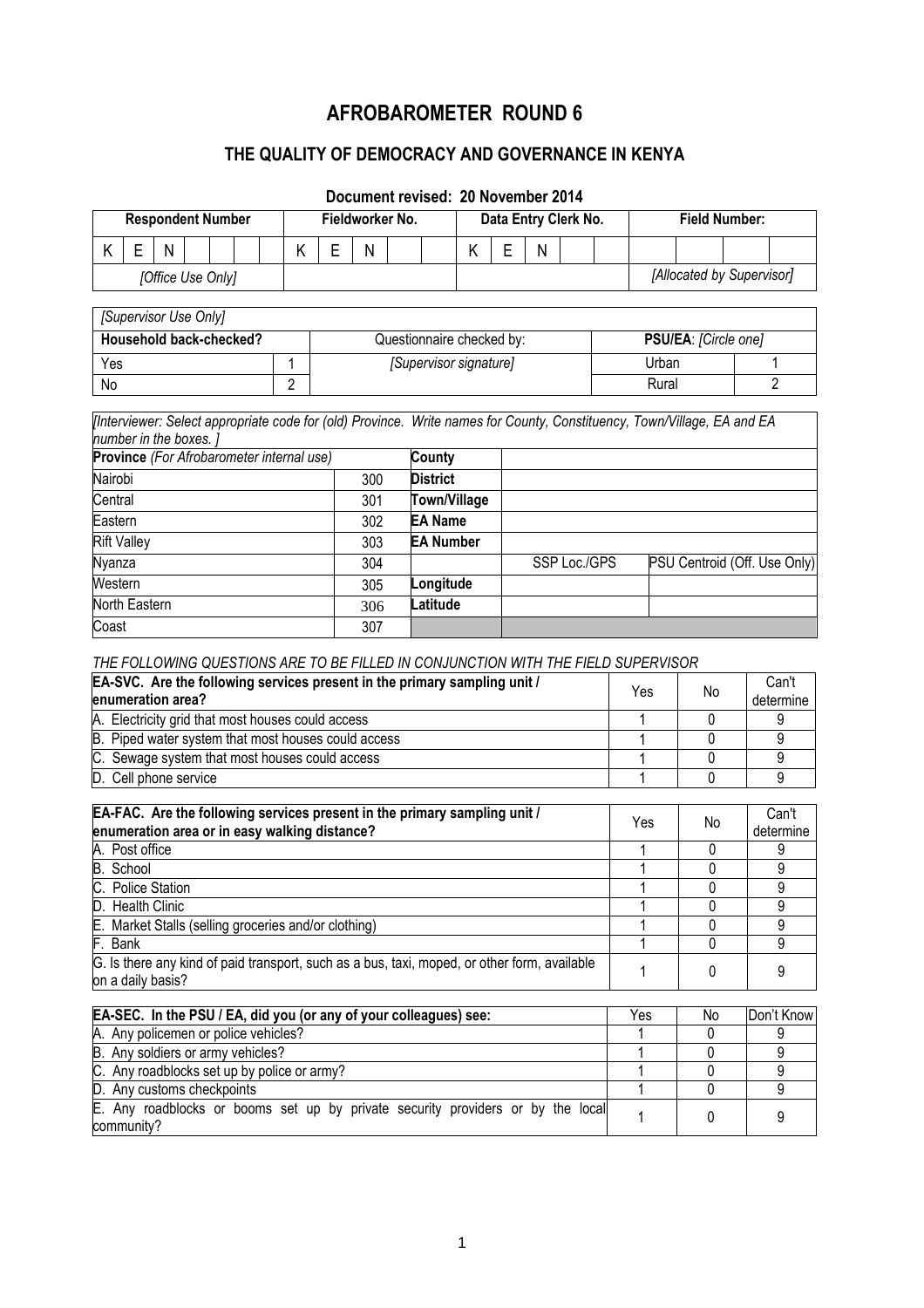# AFROBAROMETER ROUND 6

## THE QUALITY OF DEMOCRACY AND GOVERNANCE IN KENYA

### Document revised: 20 November 2014

| Respondent Number | | | | | | | Fieldworker No. | | | | | Data Entry Clerk No. | | | | | Field Number: | | |
|---|---|---|---|---|---|---|---|---|---|---|---|---|---|---|---|---|---|---|---|
| K | E | N | | | | | K | E | N | | | K | E | N | | | | | |
| *[Office Use Only]* | | | | | | | | | | | | | | | | | *[Allocated by Supervisor]* | | |

| *[Supervisor Use Only]* | | | | |
|---|---|---|---|---|
| **Household back-checked?** | | Questionnaire checked by: | **PSU/EA**: *[Circle one]* | |
| Yes | 1 | *[Supervisor signature]* | Urban | 1 |
| No | 2 | | Rural | 2 |

*[Interviewer: Select appropriate code for (old) Province. Write names for County, Constituency, Town/Village, EA and EA number in the boxes. ]*

| **Province** *(For Afrobarometer internal use)* | | **County** | | |
|---|---|---|---|---|
| Nairobi | 300 | **District** | | |
| Central | 301 | **Town/Village** | | |
| Eastern | 302 | **EA Name** | | |
| Rift Valley | 303 | **EA Number** | | |
| Nyanza | 304 | | SSP Loc./GPS | PSU Centroid (Off. Use Only) |
| Western | 305 | **Longitude** | | |
| North Eastern | 306 | **Latitude** | | |
| Coast | 307 | | | |

*THE FOLLOWING QUESTIONS ARE TO BE FILLED IN CONJUNCTION WITH THE FIELD SUPERVISOR*

| **EA-SVC. Are the following services present in the primary sampling unit / enumeration area?** | Yes | No | Can't determine |
|---|---|---|---|
| A. Electricity grid that most houses could access | 1 | 0 | 9 |
| B. Piped water system that most houses could access | 1 | 0 | 9 |
| C. Sewage system that most houses could access | 1 | 0 | 9 |
| D. Cell phone service | 1 | 0 | 9 |

| **EA-FAC. Are the following services present in the primary sampling unit / enumeration area or in easy walking distance?** | Yes | No | Can't determine |
|---|---|---|---|
| A. Post office | 1 | 0 | 9 |
| B. School | 1 | 0 | 9 |
| C. Police Station | 1 | 0 | 9 |
| D. Health Clinic | 1 | 0 | 9 |
| E. Market Stalls (selling groceries and/or clothing) | 1 | 0 | 9 |
| F. Bank | 1 | 0 | 9 |
| G. Is there any kind of paid transport, such as a bus, taxi, moped, or other form, available on a daily basis? | 1 | 0 | 9 |

| **EA-SEC. In the PSU / EA, did you (or any of your colleagues) see:** | Yes | No | Don't Know |
|---|---|---|---|
| A. Any policemen or police vehicles? | 1 | 0 | 9 |
| B. Any soldiers or army vehicles? | 1 | 0 | 9 |
| C. Any roadblocks set up by police or army? | 1 | 0 | 9 |
| D. Any customs checkpoints | 1 | 0 | 9 |
| E. Any roadblocks or booms set up by private security providers or by the local community? | 1 | 0 | 9 |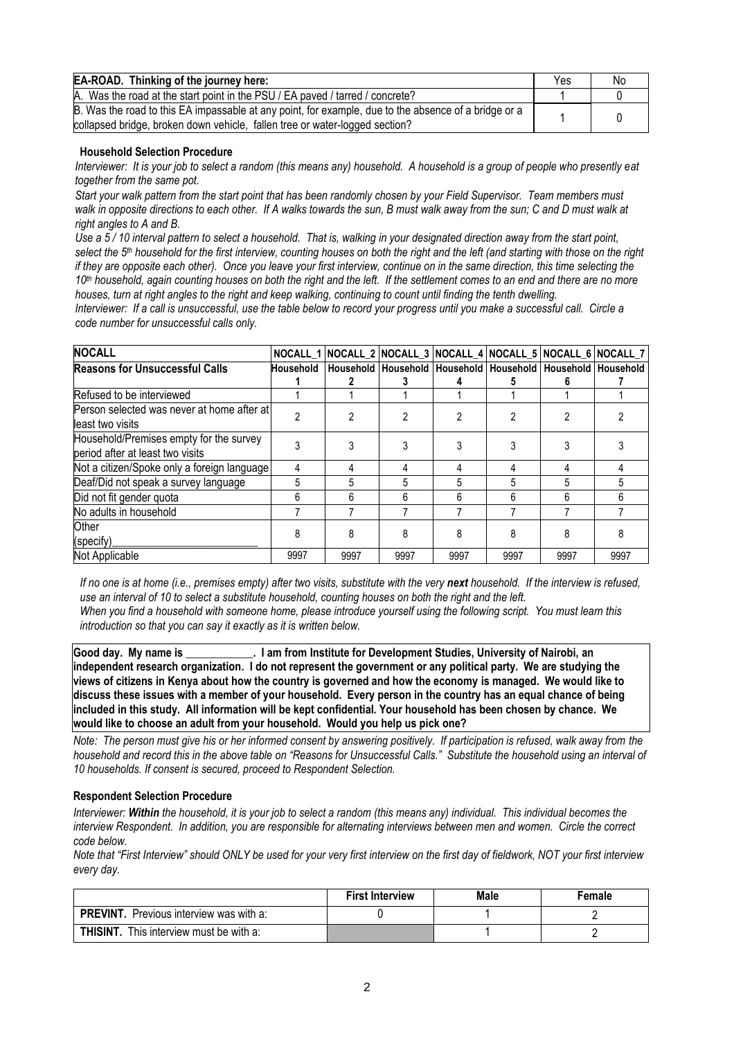| **EA-ROAD. Thinking of the journey here:** | Yes | No |
|---|---|---|
| A. Was the road at the start point in the PSU / EA paved / tarred / concrete? | 1 | 0 |
| B. Was the road to this EA impassable at any point, for example, due to the absence of a bridge or a collapsed bridge, broken down vehicle, fallen tree or water-logged section? | 1 | 0 |

**Household Selection Procedure**

*Interviewer: It is your job to select a random (this means any) household. A household is a group of people who presently eat together from the same pot.*

*Start your walk pattern from the start point that has been randomly chosen by your Field Supervisor. Team members must walk in opposite directions to each other. If A walks towards the sun, B must walk away from the sun; C and D must walk at right angles to A and B.*

*Use a 5 / 10 interval pattern to select a household. That is, walking in your designated direction away from the start point, select the 5th household for the first interview, counting houses on both the right and the left (and starting with those on the right if they are opposite each other). Once you leave your first interview, continue on in the same direction, this time selecting the 10th household, again counting houses on both the right and the left. If the settlement comes to an end and there are no more houses, turn at right angles to the right and keep walking, continuing to count until finding the tenth dwelling.*

*Interviewer: If a call is unsuccessful, use the table below to record your progress until you make a successful call. Circle a code number for unsuccessful calls only.*

| **NOCALL** | **NOCALL_1** | **NOCALL_2** | **NOCALL_3** | **NOCALL_4** | **NOCALL_5** | **NOCALL_6** | **NOCALL_7** |
|---|---|---|---|---|---|---|---|
| **Reasons for Unsuccessful Calls** | **Household 1** | **Household 2** | **Household 3** | **Household 4** | **Household 5** | **Household 6** | **Household 7** |
| Refused to be interviewed | 1 | 1 | 1 | 1 | 1 | 1 | 1 |
| Person selected was never at home after at least two visits | 2 | 2 | 2 | 2 | 2 | 2 | 2 |
| Household/Premises empty for the survey period after at least two visits | 3 | 3 | 3 | 3 | 3 | 3 | 3 |
| Not a citizen/Spoke only a foreign language | 4 | 4 | 4 | 4 | 4 | 4 | 4 |
| Deaf/Did not speak a survey language | 5 | 5 | 5 | 5 | 5 | 5 | 5 |
| Did not fit gender quota | 6 | 6 | 6 | 6 | 6 | 6 | 6 |
| No adults in household | 7 | 7 | 7 | 7 | 7 | 7 | 7 |
| Other (specify)_________________________ | 8 | 8 | 8 | 8 | 8 | 8 | 8 |
| Not Applicable | 9997 | 9997 | 9997 | 9997 | 9997 | 9997 | 9997 |

*If no one is at home (i.e., premises empty) after two visits, substitute with the very **next** household. If the interview is refused, use an interval of 10 to select a substitute household, counting houses on both the right and the left.*

*When you find a household with someone home, please introduce yourself using the following script. You must learn this introduction so that you can say it exactly as it is written below.*

**Good day. My name is ____________. I am from Institute for Development Studies, University of Nairobi, an independent research organization. I do not represent the government or any political party. We are studying the views of citizens in Kenya about how the country is governed and how the economy is managed. We would like to discuss these issues with a member of your household. Every person in the country has an equal chance of being included in this study. All information will be kept confidential. Your household has been chosen by chance. We would like to choose an adult from your household. Would you help us pick one?**

*Note: The person must give his or her informed consent by answering positively. If participation is refused, walk away from the household and record this in the above table on "Reasons for Unsuccessful Calls." Substitute the household using an interval of 10 households. If consent is secured, proceed to Respondent Selection.*

**Respondent Selection Procedure**

*Interviewer: **Within** the household, it is your job to select a random (this means any) individual. This individual becomes the interview Respondent. In addition, you are responsible for alternating interviews between men and women. Circle the correct code below.*

*Note that "First Interview" should ONLY be used for your very first interview on the first day of fieldwork, NOT your first interview every day.*

| | **First Interview** | **Male** | **Female** |
|---|---|---|---|
| **PREVINT.** Previous interview was with a: | 0 | 1 | 2 |
| **THISINT.** This interview must be with a: | | 1 | 2 |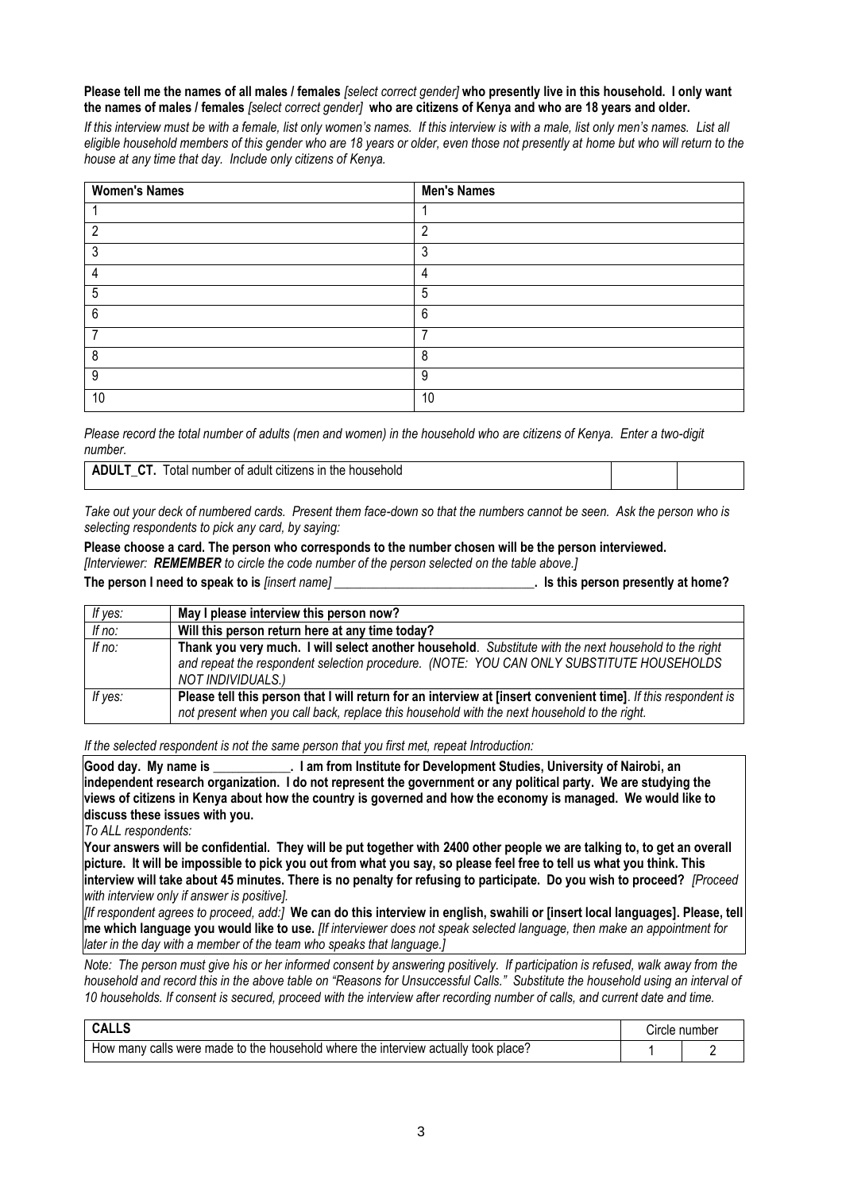**Please tell me the names of all males / females** *[select correct gender]* **who presently live in this household. I only want the names of males / females** *[select correct gender]* **who are citizens of Kenya and who are 18 years and older.**

*If this interview must be with a female, list only women's names. If this interview is with a male, list only men's names. List all eligible household members of this gender who are 18 years or older, even those not presently at home but who will return to the house at any time that day. Include only citizens of Kenya.*

| Women's Names | Men's Names |
|---|---|
| 1 | 1 |
| 2 | 2 |
| 3 | 3 |
| 4 | 4 |
| 5 | 5 |
| 6 | 6 |
| 7 | 7 |
| 8 | 8 |
| 9 | 9 |
| 10 | 10 |

*Please record the total number of adults (men and women) in the household who are citizens of Kenya. Enter a two-digit number.*

| **ADULT_CT.** Total number of adult citizens in the household | | |
|---|---|---|

*Take out your deck of numbered cards. Present them face-down so that the numbers cannot be seen. Ask the person who is selecting respondents to pick any card, by saying:*

**Please choose a card. The person who corresponds to the number chosen will be the person interviewed.**
*[Interviewer: **REMEMBER** to circle the code number of the person selected on the table above.]*

**The person I need to speak to is** *[insert name]* **_______________________________. Is this person presently at home?**

| | |
|---|---|
| *If yes:* | **May I please interview this person now?** |
| *If no:* | **Will this person return here at any time today?** |
| *If no:* | **Thank you very much. I will select another household**. *Substitute with the next household to the right and repeat the respondent selection procedure. (NOTE: YOU CAN ONLY SUBSTITUTE HOUSEHOLDS NOT INDIVIDUALS.)* |
| *If yes:* | **Please tell this person that I will return for an interview at [insert convenient time]**. *If this respondent is not present when you call back, replace this household with the next household to the right.* |

*If the selected respondent is not the same person that you first met, repeat Introduction:*

**Good day. My name is ____________. I am from Institute for Development Studies, University of Nairobi, an independent research organization. I do not represent the government or any political party. We are studying the views of citizens in Kenya about how the country is governed and how the economy is managed. We would like to discuss these issues with you.**

*To ALL respondents:*

**Your answers will be confidential. They will be put together with 2400 other people we are talking to, to get an overall picture. It will be impossible to pick you out from what you say, so please feel free to tell us what you think. This interview will take about 45 minutes. There is no penalty for refusing to participate. Do you wish to proceed?** *[Proceed with interview only if answer is positive].*

*[If respondent agrees to proceed, add:]* **We can do this interview in english, swahili or [insert local languages]. Please, tell me which language you would like to use.** *[If interviewer does not speak selected language, then make an appointment for later in the day with a member of the team who speaks that language.]*

*Note: The person must give his or her informed consent by answering positively. If participation is refused, walk away from the household and record this in the above table on "Reasons for Unsuccessful Calls." Substitute the household using an interval of 10 households. If consent is secured, proceed with the interview after recording number of calls, and current date and time.*

| **CALLS** | Circle number | |
|---|---|---|
| How many calls were made to the household where the interview actually took place? | 1 | 2 |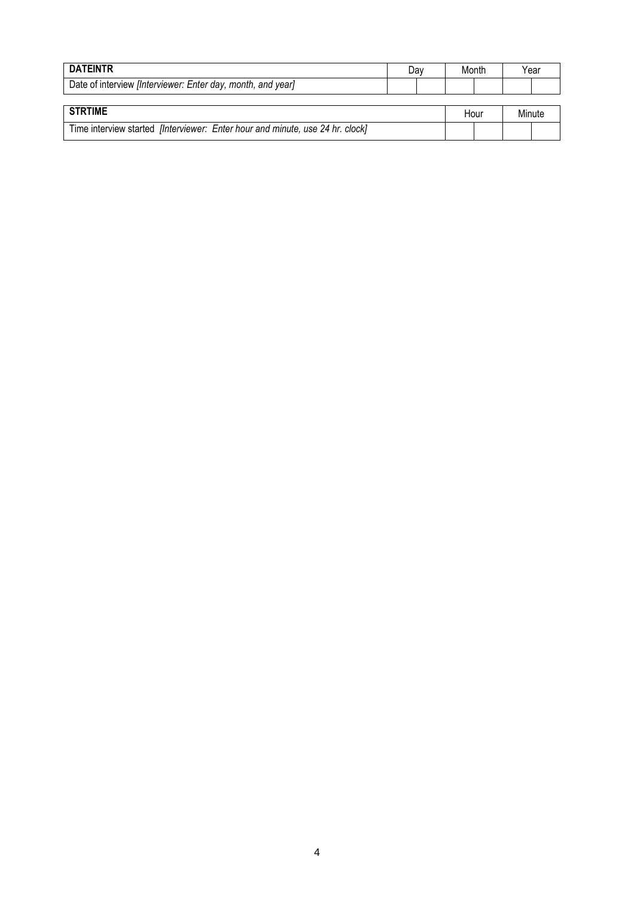| **DATEINTR** | Day | | Month | | Year | |
|---|---|---|---|---|---|---|
| Date of interview *[Interviewer: Enter day, month, and year]* | | | | | | |

| **STRTIME** | Hour | | Minute | |
|---|---|---|---|---|
| Time interview started *[Interviewer: Enter hour and minute, use 24 hr. clock]* | | | | |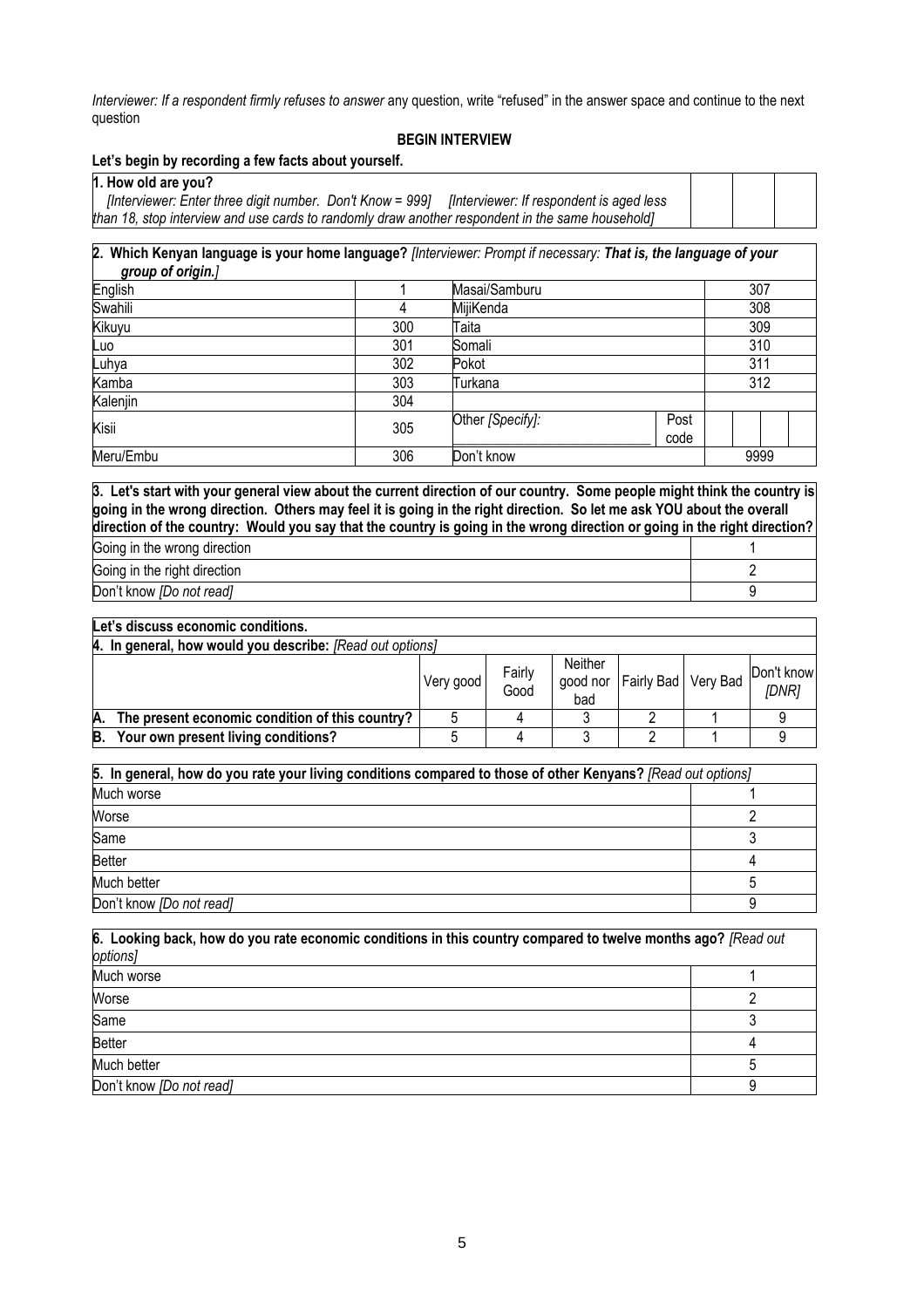*Interviewer: If a respondent firmly refuses to answer* any question, write "refused" in the answer space and continue to the next question

**BEGIN INTERVIEW**

**Let's begin by recording a few facts about yourself.**

| **1. How old are you?** *[Interviewer: Enter three digit number. Don't Know = 999] [Interviewer: If respondent is aged less than 18, stop interview and use cards to randomly draw another respondent in the same household]* | | | |
|---|---|---|---|

**2. Which Kenyan language is your home language?** *[Interviewer: Prompt if necessary: **That is, the language of your group of origin.**]*

| | | | | |
|---|---|---|---|---|
| English | 1 | Masai/Samburu | | 307 |
| Swahili | 4 | MijiKenda | | 308 |
| Kikuyu | 300 | Taita | | 309 |
| Luo | 301 | Somali | | 310 |
| Luhya | 302 | Pokot | | 311 |
| Kamba | 303 | Turkana | | 312 |
| Kalenjin | 304 | | | |
| Kisii | 305 | Other *[Specify]:* ______ | Post code | |
| Meru/Embu | 306 | Don't know | | 9999 |

**3. Let's start with your general view about the current direction of our country. Some people might think the country is going in the wrong direction. Others may feel it is going in the right direction. So let me ask YOU about the overall direction of the country: Would you say that the country is going in the wrong direction or going in the right direction?**

| | |
|---|---|
| Going in the wrong direction | 1 |
| Going in the right direction | 2 |
| Don't know *[Do not read]* | 9 |

**Let's discuss economic conditions.**

**4. In general, how would you describe:** *[Read out options]*

| | Very good | Fairly Good | Neither good nor bad | Fairly Bad | Very Bad | Don't know *[DNR]* |
|---|---|---|---|---|---|---|
| **A. The present economic condition of this country?** | 5 | 4 | 3 | 2 | 1 | 9 |
| **B. Your own present living conditions?** | 5 | 4 | 3 | 2 | 1 | 9 |

**5. In general, how do you rate your living conditions compared to those of other Kenyans?** *[Read out options]*

| | |
|---|---|
| Much worse | 1 |
| Worse | 2 |
| Same | 3 |
| Better | 4 |
| Much better | 5 |
| Don't know *[Do not read]* | 9 |

**6. Looking back, how do you rate economic conditions in this country compared to twelve months ago?** *[Read out options]*

| | |
|---|---|
| Much worse | 1 |
| Worse | 2 |
| Same | 3 |
| Better | 4 |
| Much better | 5 |
| Don't know *[Do not read]* | 9 |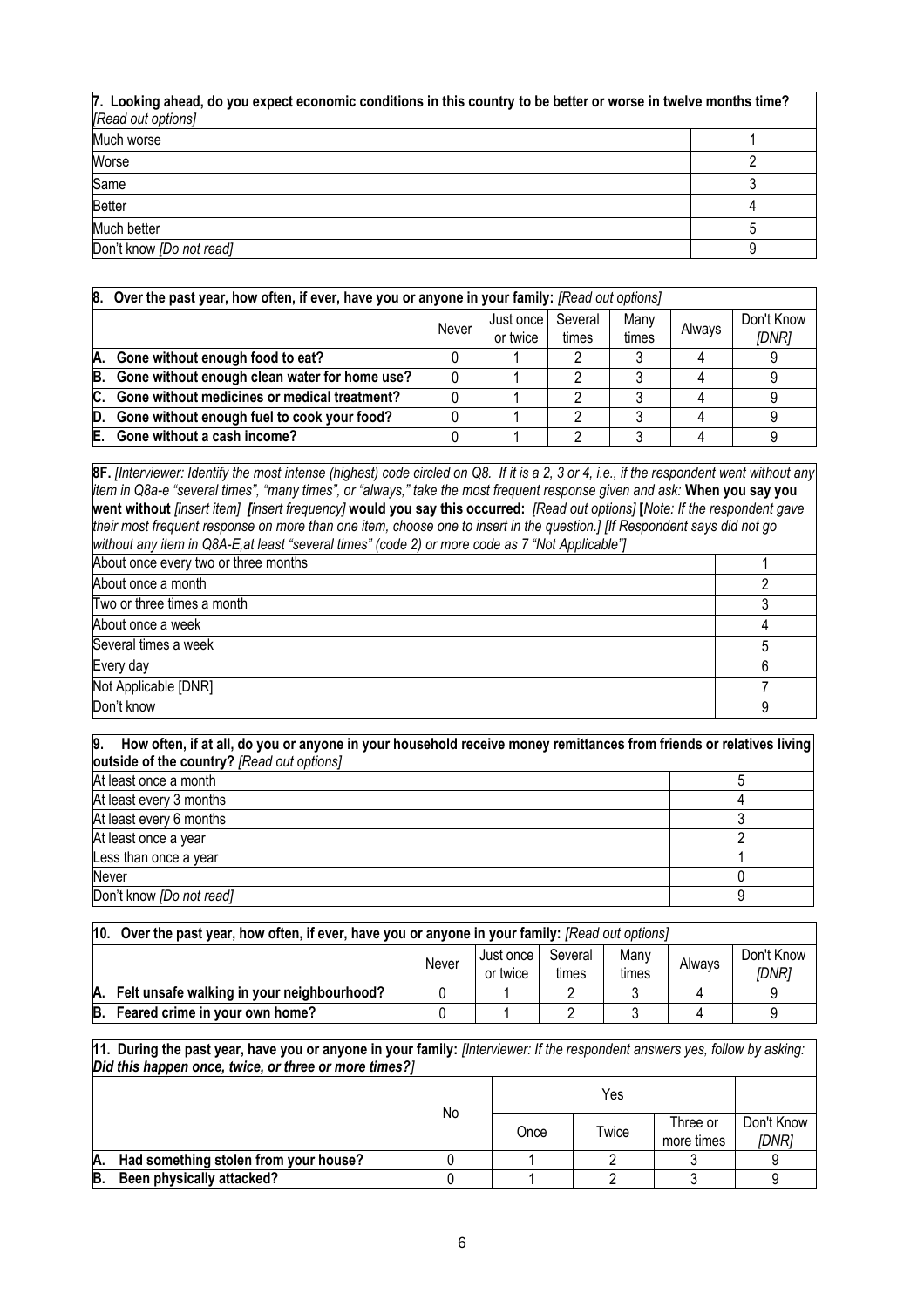| **7. Looking ahead, do you expect economic conditions in this country to be better or worse in twelve months time?** *[Read out options]* | |
|---|---|
| Much worse | 1 |
| Worse | 2 |
| Same | 3 |
| Better | 4 |
| Much better | 5 |
| Don't know *[Do not read]* | 9 |

| **8. Over the past year, how often, if ever, have you or anyone in your family:** *[Read out options]* | Never | Just once or twice | Several times | Many times | Always | Don't Know *[DNR]* |
|---|---|---|---|---|---|---|
| **A. Gone without enough food to eat?** | 0 | 1 | 2 | 3 | 4 | 9 |
| **B. Gone without enough clean water for home use?** | 0 | 1 | 2 | 3 | 4 | 9 |
| **C. Gone without medicines or medical treatment?** | 0 | 1 | 2 | 3 | 4 | 9 |
| **D. Gone without enough fuel to cook your food?** | 0 | 1 | 2 | 3 | 4 | 9 |
| **E. Gone without a cash income?** | 0 | 1 | 2 | 3 | 4 | 9 |

| **8F.** *[Interviewer: Identify the most intense (highest) code circled on Q8. If it is a 2, 3 or 4, i.e., if the respondent went without any item in Q8a-e "several times", "many times", or "always," take the most frequent response given and ask:* **When you say you went without** *[insert item]* ***[****insert frequency]* **would you say this occurred:** *[Read out options]* **[***Note: If the respondent gave their most frequent response on more than one item, choose one to insert in the question.] [If Respondent says did not go without any item in Q8A-E,at least "several times" (code 2) or more code as 7 "Not Applicable"]* | |
|---|---|
| About once every two or three months | 1 |
| About once a month | 2 |
| Two or three times a month | 3 |
| About once a week | 4 |
| Several times a week | 5 |
| Every day | 6 |
| Not Applicable [DNR] | 7 |
| Don't know | 9 |

| **9. How often, if at all, do you or anyone in your household receive money remittances from friends or relatives living outside of the country?** *[Read out options]* | |
|---|---|
| At least once a month | 5 |
| At least every 3 months | 4 |
| At least every 6 months | 3 |
| At least once a year | 2 |
| Less than once a year | 1 |
| Never | 0 |
| Don't know *[Do not read]* | 9 |

| **10. Over the past year, how often, if ever, have you or anyone in your family:** *[Read out options]* | Never | Just once or twice | Several times | Many times | Always | Don't Know *[DNR]* |
|---|---|---|---|---|---|---|
| **A. Felt unsafe walking in your neighbourhood?** | 0 | 1 | 2 | 3 | 4 | 9 |
| **B. Feared crime in your own home?** | 0 | 1 | 2 | 3 | 4 | 9 |

| **11. During the past year, have you or anyone in your family:** *[Interviewer: If the respondent answers yes, follow by asking: Did this happen once, twice, or three or more times?]* | No | Yes | | | |
|---|---|---|---|---|---|
| | | Once | Twice | Three or more times | Don't Know *[DNR]* |
| **A. Had something stolen from your house?** | 0 | 1 | 2 | 3 | 9 |
| **B. Been physically attacked?** | 0 | 1 | 2 | 3 | 9 |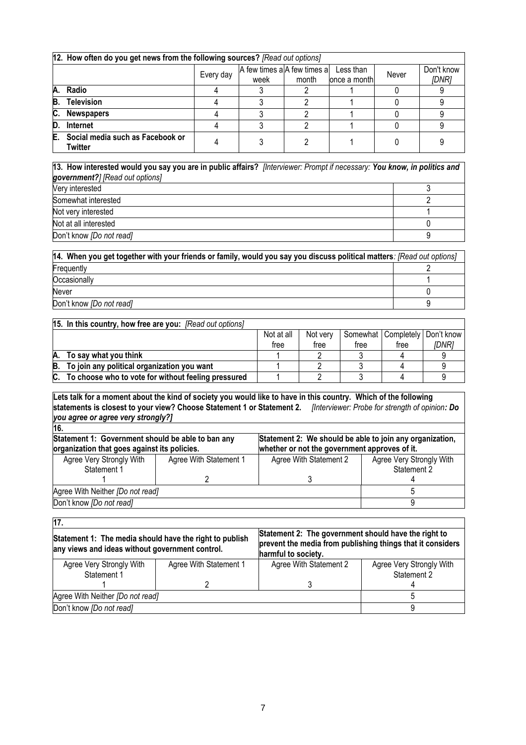| **12. How often do you get news from the following sources?** *[Read out options]* | | | | | | |
|---|---|---|---|---|---|---|
| | Every day | A few times a week | A few times a month | Less than once a month | Never | Don't know *[DNR]* |
| **A. Radio** | 4 | 3 | 2 | 1 | 0 | 9 |
| **B. Television** | 4 | 3 | 2 | 1 | 0 | 9 |
| **C. Newspapers** | 4 | 3 | 2 | 1 | 0 | 9 |
| **D. Internet** | 4 | 3 | 2 | 1 | 0 | 9 |
| **E. Social media such as Facebook or Twitter** | 4 | 3 | 2 | 1 | 0 | 9 |

| **13. How interested would you say you are in public affairs?** *[Interviewer: Prompt if necessary:* ***You know, in politics and government?****] [Read out options]* | |
|---|---|
| Very interested | 3 |
| Somewhat interested | 2 |
| Not very interested | 1 |
| Not at all interested | 0 |
| Don't know *[Do not read]* | 9 |

| **14. When you get together with your friends or family, would you say you discuss political matters**: *[Read out options]* | |
|---|---|
| Frequently | 2 |
| Occasionally | 1 |
| Never | 0 |
| Don't know *[Do not read]* | 9 |

| **15. In this country, how free are you:** *[Read out options]* | | | | | |
|---|---|---|---|---|---|
| | Not at all free | Not very free | Somewhat free | Completely free | Don't know *[DNR]* |
| **A. To say what you think** | 1 | 2 | 3 | 4 | 9 |
| **B. To join any political organization you want** | 1 | 2 | 3 | 4 | 9 |
| **C. To choose who to vote for without feeling pressured** | 1 | 2 | 3 | 4 | 9 |

**Lets talk for a moment about the kind of society you would like to have in this country. Which of the following statements is closest to your view? Choose Statement 1 or Statement 2.** *[Interviewer: Probe for strength of opinion****: Do you agree or agree very strongly?****]*

| **16.** | | | |
|---|---|---|---|
| **Statement 1: Government should be able to ban any organization that goes against its policies.** | | **Statement 2: We should be able to join any organization, whether or not the government approves of it.** | |
| Agree Very Strongly With Statement 1 | Agree With Statement 1 | Agree With Statement 2 | Agree Very Strongly With Statement 2 |
| 1 | 2 | 3 | 4 |
| Agree With Neither *[Do not read]* | | | 5 |
| Don't know *[Do not read]* | | | 9 |

| **17.** | | | |
|---|---|---|---|
| **Statement 1: The media should have the right to publish any views and ideas without government control.** | | **Statement 2: The government should have the right to prevent the media from publishing things that it considers harmful to society.** | |
| Agree Very Strongly With Statement 1 | Agree With Statement 1 | Agree With Statement 2 | Agree Very Strongly With Statement 2 |
| 1 | 2 | 3 | 4 |
| Agree With Neither *[Do not read]* | | | 5 |
| Don't know *[Do not read]* | | | 9 |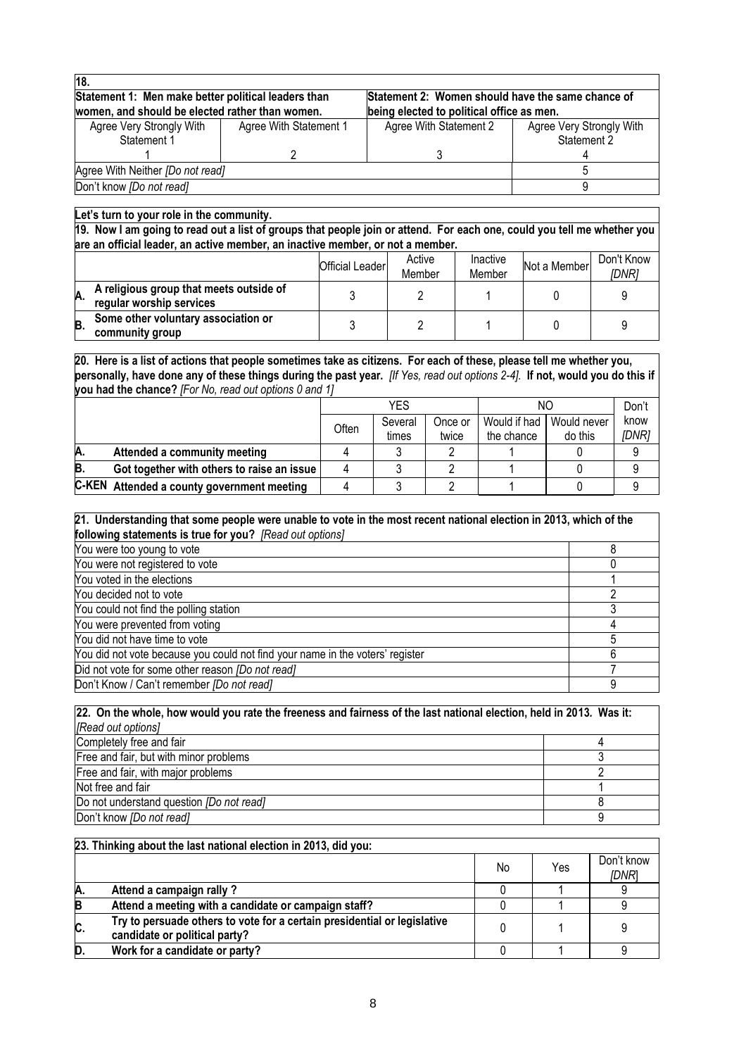**18.**

| **Statement 1: Men make better political leaders than women, and should be elected rather than women.** | | **Statement 2: Women should have the same chance of being elected to political office as men.** | |
|---|---|---|---|
| Agree Very Strongly With Statement 1 | Agree With Statement 1 | Agree With Statement 2 | Agree Very Strongly With Statement 2 |
| 1 | 2 | 3 | 4 |
| Agree With Neither *[Do not read]* | | | 5 |
| Don't know *[Do not read]* | | | 9 |

**Let's turn to your role in the community.**

**19. Now I am going to read out a list of groups that people join or attend. For each one, could you tell me whether you are an official leader, an active member, an inactive member, or not a member.**

| | | Official Leader | Active Member | Inactive Member | Not a Member | Don't Know *[DNR]* |
|---|---|---|---|---|---|---|
| **A.** | **A religious group that meets outside of regular worship services** | 3 | 2 | 1 | 0 | 9 |
| **B.** | **Some other voluntary association or community group** | 3 | 2 | 1 | 0 | 9 |

**20. Here is a list of actions that people sometimes take as citizens. For each of these, please tell me whether you, personally, have done any of these things during the past year.** *[If Yes, read out options 2-4].* **If not, would you do this if you had the chance?** *[For No, read out options 0 and 1]*

| | | YES | | | NO | | Don't know *[DNR]* |
|---|---|---|---|---|---|---|---|
| | | Often | Several times | Once or twice | Would if had the chance | Would never do this | |
| **A.** | **Attended a community meeting** | 4 | 3 | 2 | 1 | 0 | 9 |
| **B.** | **Got together with others to raise an issue** | 4 | 3 | 2 | 1 | 0 | 9 |
| **C-KEN** | **Attended a county government meeting** | 4 | 3 | 2 | 1 | 0 | 9 |

**21. Understanding that some people were unable to vote in the most recent national election in 2013, which of the following statements is true for you?** *[Read out options]*

| | |
|---|---|
| You were too young to vote | 8 |
| You were not registered to vote | 0 |
| You voted in the elections | 1 |
| You decided not to vote | 2 |
| You could not find the polling station | 3 |
| You were prevented from voting | 4 |
| You did not have time to vote | 5 |
| You did not vote because you could not find your name in the voters' register | 6 |
| Did not vote for some other reason *[Do not read]* | 7 |
| Don't Know / Can't remember *[Do not read]* | 9 |

**22. On the whole, how would you rate the freeness and fairness of the last national election, held in 2013. Was it:** *[Read out options]*

| | |
|---|---|
| Completely free and fair | 4 |
| Free and fair, but with minor problems | 3 |
| Free and fair, with major problems | 2 |
| Not free and fair | 1 |
| Do not understand question *[Do not read]* | 8 |
| Don't know *[Do not read]* | 9 |

**23. Thinking about the last national election in 2013, did you:**

| | | No | Yes | Don't know *[DNR]* |
|---|---|---|---|---|
| **A.** | **Attend a campaign rally ?** | 0 | 1 | 9 |
| **B** | **Attend a meeting with a candidate or campaign staff?** | 0 | 1 | 9 |
| **C.** | **Try to persuade others to vote for a certain presidential or legislative candidate or political party?** | 0 | 1 | 9 |
| **D.** | **Work for a candidate or party?** | 0 | 1 | 9 |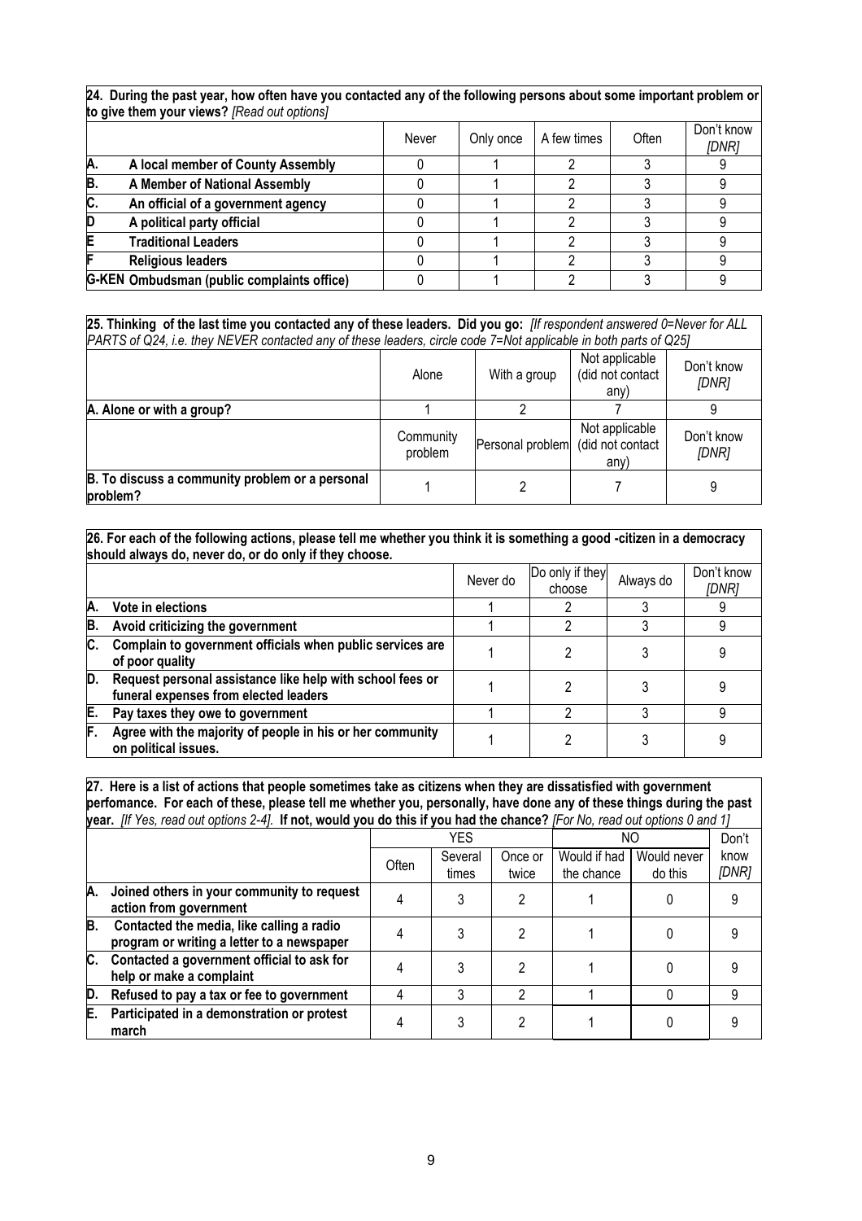**24. During the past year, how often have you contacted any of the following persons about some important problem or to give them your views?** *[Read out options]*

| | | Never | Only once | A few times | Often | Don't know *[DNR]* |
|---|---|---|---|---|---|---|
| **A.** | **A local member of County Assembly** | 0 | 1 | 2 | 3 | 9 |
| **B.** | **A Member of National Assembly** | 0 | 1 | 2 | 3 | 9 |
| **C.** | **An official of a government agency** | 0 | 1 | 2 | 3 | 9 |
| **D** | **A political party official** | 0 | 1 | 2 | 3 | 9 |
| **E** | **Traditional Leaders** | 0 | 1 | 2 | 3 | 9 |
| **F** | **Religious leaders** | 0 | 1 | 2 | 3 | 9 |
| **G-KEN** | **Ombudsman (public complaints office)** | 0 | 1 | 2 | 3 | 9 |

**25. Thinking of the last time you contacted any of these leaders. Did you go:** *[If respondent answered 0=Never for ALL PARTS of Q24, i.e. they NEVER contacted any of these leaders, circle code 7=Not applicable in both parts of Q25]*

| | Alone | With a group | Not applicable (did not contact any) | Don't know *[DNR]* |
|---|---|---|---|---|
| **A. Alone or with a group?** | 1 | 2 | 7 | 9 |
| | Community problem | Personal problem | Not applicable (did not contact any) | Don't know *[DNR]* |
| **B. To discuss a community problem or a personal problem?** | 1 | 2 | 7 | 9 |

**26. For each of the following actions, please tell me whether you think it is something a good -citizen in a democracy should always do, never do, or do only if they choose.**

| | | Never do | Do only if they choose | Always do | Don't know *[DNR]* |
|---|---|---|---|---|---|
| **A.** | **Vote in elections** | 1 | 2 | 3 | 9 |
| **B.** | **Avoid criticizing the government** | 1 | 2 | 3 | 9 |
| **C.** | **Complain to government officials when public services are of poor quality** | 1 | 2 | 3 | 9 |
| **D.** | **Request personal assistance like help with school fees or funeral expenses from elected leaders** | 1 | 2 | 3 | 9 |
| **E.** | **Pay taxes they owe to government** | 1 | 2 | 3 | 9 |
| **F.** | **Agree with the majority of people in his or her community on political issues.** | 1 | 2 | 3 | 9 |

**27. Here is a list of actions that people sometimes take as citizens when they are dissatisfied with government perfomance. For each of these, please tell me whether you, personally, have done any of these things during the past year.** *[If Yes, read out options 2-4].* **If not, would you do this if you had the chance?** *[For No, read out options 0 and 1]*

| | | YES | | | NO | | Don't know *[DNR]* |
|---|---|---|---|---|---|---|---|
| | | Often | Several times | Once or twice | Would if had the chance | Would never do this | |
| **A.** | **Joined others in your community to request action from government** | 4 | 3 | 2 | 1 | 0 | 9 |
| **B.** | **Contacted the media, like calling a radio program or writing a letter to a newspaper** | 4 | 3 | 2 | 1 | 0 | 9 |
| **C.** | **Contacted a government official to ask for help or make a complaint** | 4 | 3 | 2 | 1 | 0 | 9 |
| **D.** | **Refused to pay a tax or fee to government** | 4 | 3 | 2 | 1 | 0 | 9 |
| **E.** | **Participated in a demonstration or protest march** | 4 | 3 | 2 | 1 | 0 | 9 |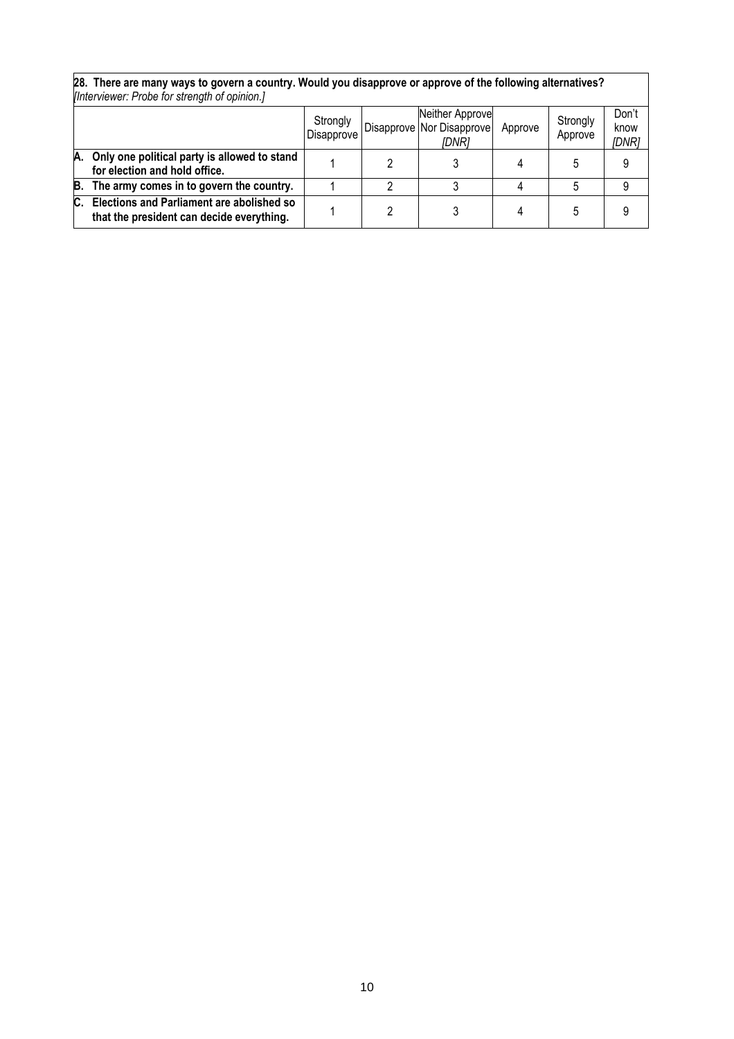**28. There are many ways to govern a country. Would you disapprove or approve of the following alternatives?**
*[Interviewer: Probe for strength of opinion.]*

| | Strongly Disapprove | Disapprove | Neither Approve Nor Disapprove *[DNR]* | Approve | Strongly Approve | Don't know *[DNR]* |
|---|---|---|---|---|---|---|
| **A. Only one political party is allowed to stand for election and hold office.** | 1 | 2 | 3 | 4 | 5 | 9 |
| **B. The army comes in to govern the country.** | 1 | 2 | 3 | 4 | 5 | 9 |
| **C. Elections and Parliament are abolished so that the president can decide everything.** | 1 | 2 | 3 | 4 | 5 | 9 |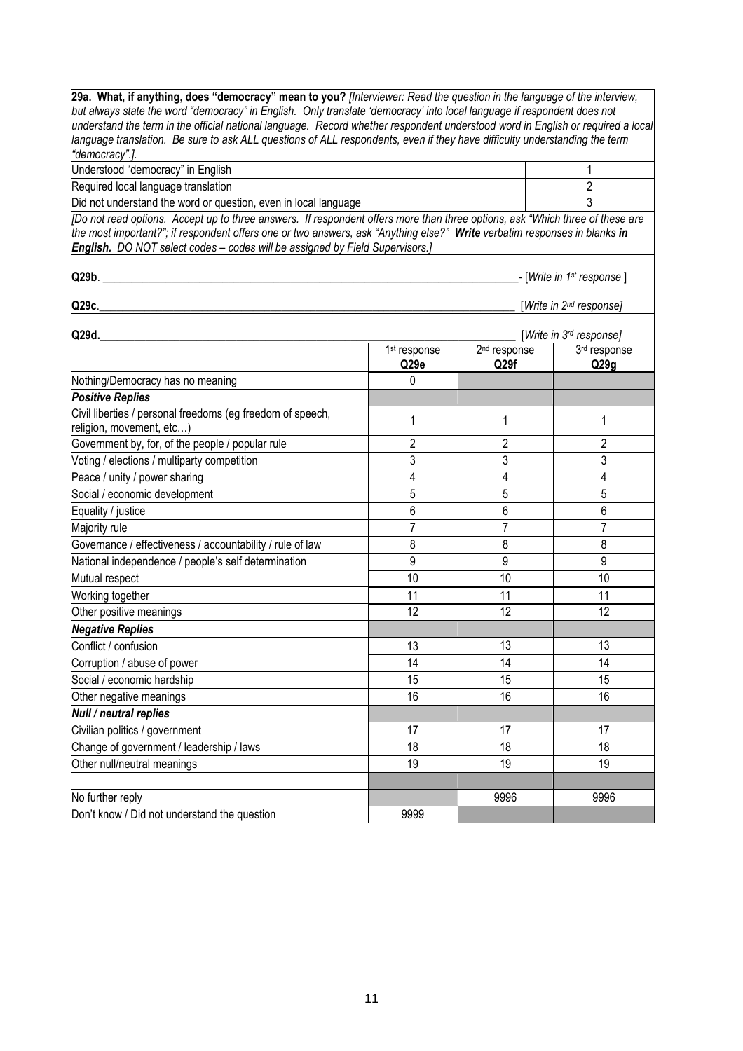**29a. What, if anything, does "democracy" mean to you?** *[Interviewer: Read the question in the language of the interview, but always state the word "democracy" in English. Only translate 'democracy' into local language if respondent does not understand the term in the official national language. Record whether respondent understood word in English or required a local language translation. Be sure to ask ALL questions of ALL respondents, even if they have difficulty understanding the term "democracy".].*

| | |
|---|---|
| Understood "democracy" in English | 1 |
| Required local language translation | 2 |
| Did not understand the word or question, even in local language | 3 |

*[Do not read options. Accept up to three answers. If respondent offers more than three options, ask "Which three of these are the most important?"; if respondent offers one or two answers, ask "Anything else?"* ***Write*** *verbatim responses in blanks* ***in English.*** *DO NOT select codes – codes will be assigned by Field Supervisors.]*

**Q29b**. ______________________________________________ - [*Write in 1st response* ]

**Q29c**.______________________________________________ [*Write in 2nd response]*

**Q29d.**______________________________________________ [*Write in 3rd response]*

| | 1st response **Q29e** | 2nd response **Q29f** | 3rd response **Q29g** |
|---|---|---|---|
| Nothing/Democracy has no meaning | 0 | | |
| ***Positive Replies*** | | | |
| Civil liberties / personal freedoms (eg freedom of speech, religion, movement, etc…) | 1 | 1 | 1 |
| Government by, for, of the people / popular rule | 2 | 2 | 2 |
| Voting / elections / multiparty competition | 3 | 3 | 3 |
| Peace / unity / power sharing | 4 | 4 | 4 |
| Social / economic development | 5 | 5 | 5 |
| Equality / justice | 6 | 6 | 6 |
| Majority rule | 7 | 7 | 7 |
| Governance / effectiveness / accountability / rule of law | 8 | 8 | 8 |
| National independence / people's self determination | 9 | 9 | 9 |
| Mutual respect | 10 | 10 | 10 |
| Working together | 11 | 11 | 11 |
| Other positive meanings | 12 | 12 | 12 |
| ***Negative Replies*** | | | |
| Conflict / confusion | 13 | 13 | 13 |
| Corruption / abuse of power | 14 | 14 | 14 |
| Social / economic hardship | 15 | 15 | 15 |
| Other negative meanings | 16 | 16 | 16 |
| ***Null / neutral replies*** | | | |
| Civilian politics / government | 17 | 17 | 17 |
| Change of government / leadership / laws | 18 | 18 | 18 |
| Other null/neutral meanings | 19 | 19 | 19 |
| | | | |
| No further reply | | 9996 | 9996 |
| Don't know / Did not understand the question | 9999 | | |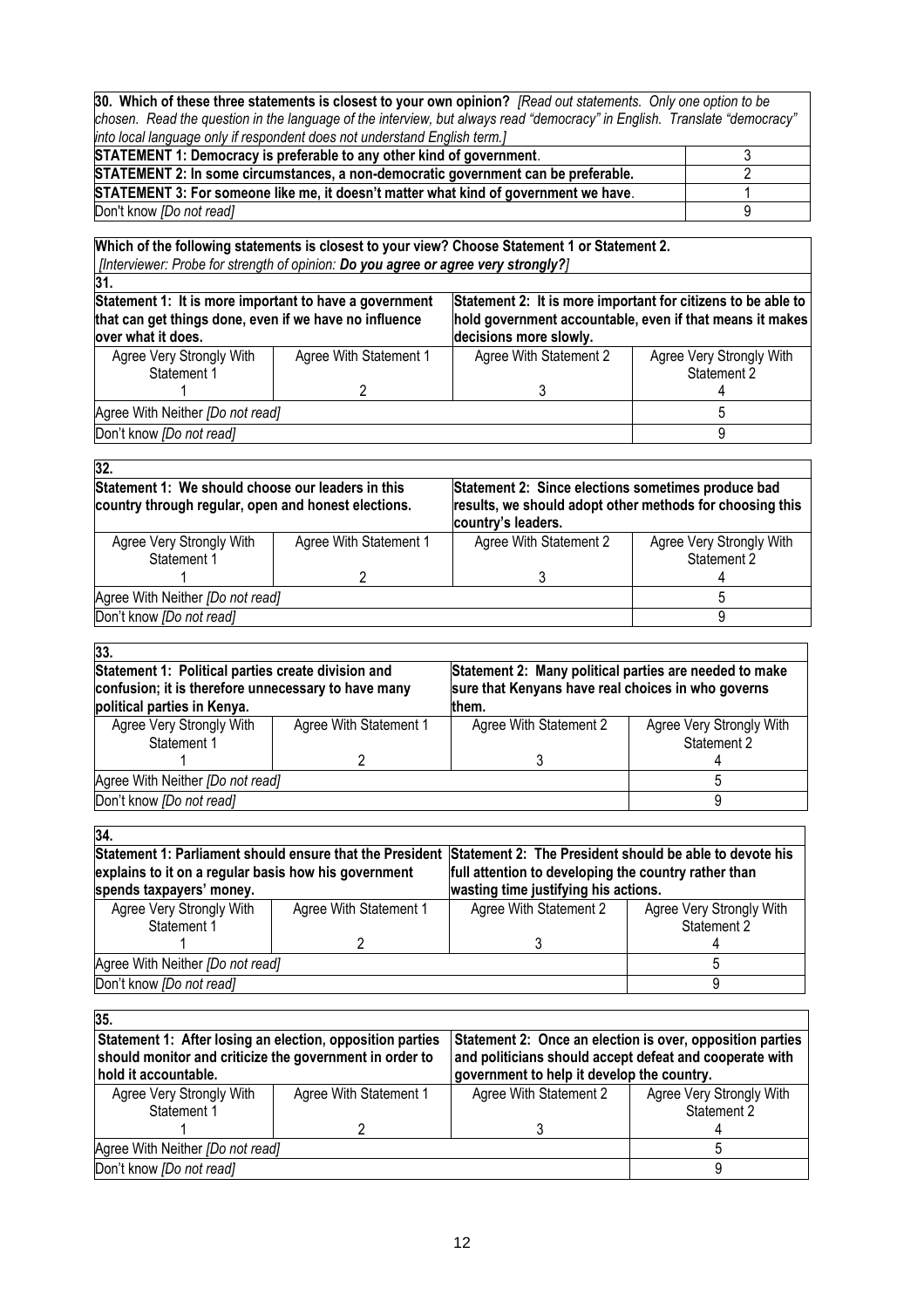| **30. Which of these three statements is closest to your own opinion?** *[Read out statements. Only one option to be chosen. Read the question in the language of the interview, but always read "democracy" in English. Translate "democracy" into local language only if respondent does not understand English term.]* | |
|---|---|
| **STATEMENT 1: Democracy is preferable to any other kind of government**. | 3 |
| **STATEMENT 2: In some circumstances, a non-democratic government can be preferable.** | 2 |
| **STATEMENT 3: For someone like me, it doesn't matter what kind of government we have**. | 1 |
| Don't know *[Do not read]* | 9 |

**Which of the following statements is closest to your view? Choose Statement 1 or Statement 2.**
*[Interviewer: Probe for strength of opinion:* ***Do you agree or agree very strongly?****]*

**31.**

| **Statement 1: It is more important to have a government that can get things done, even if we have no influence over what it does.** | | **Statement 2: It is more important for citizens to be able to hold government accountable, even if that means it makes decisions more slowly.** | |
|---|---|---|---|
| Agree Very Strongly With Statement 1<br>1 | Agree With Statement 1<br>2 | Agree With Statement 2<br>3 | Agree Very Strongly With Statement 2<br>4 |
| Agree With Neither *[Do not read]* | | | 5 |
| Don't know *[Do not read]* | | | 9 |

**32.**

| **Statement 1: We should choose our leaders in this country through regular, open and honest elections.** | | **Statement 2: Since elections sometimes produce bad results, we should adopt other methods for choosing this country's leaders.** | |
|---|---|---|---|
| Agree Very Strongly With Statement 1<br>1 | Agree With Statement 1<br>2 | Agree With Statement 2<br>3 | Agree Very Strongly With Statement 2<br>4 |
| Agree With Neither *[Do not read]* | | | 5 |
| Don't know *[Do not read]* | | | 9 |

**33.**

| **Statement 1: Political parties create division and confusion; it is therefore unnecessary to have many political parties in Kenya.** | | **Statement 2: Many political parties are needed to make sure that Kenyans have real choices in who governs them.** | |
|---|---|---|---|
| Agree Very Strongly With Statement 1<br>1 | Agree With Statement 1<br>2 | Agree With Statement 2<br>3 | Agree Very Strongly With Statement 2<br>4 |
| Agree With Neither *[Do not read]* | | | 5 |
| Don't know *[Do not read]* | | | 9 |

**34.**

| **Statement 1: Parliament should ensure that the President explains to it on a regular basis how his government spends taxpayers' money.** | | **Statement 2: The President should be able to devote his full attention to developing the country rather than wasting time justifying his actions.** | |
|---|---|---|---|
| Agree Very Strongly With Statement 1<br>1 | Agree With Statement 1<br>2 | Agree With Statement 2<br>3 | Agree Very Strongly With Statement 2<br>4 |
| Agree With Neither *[Do not read]* | | | 5 |
| Don't know *[Do not read]* | | | 9 |

**35.**

| **Statement 1: After losing an election, opposition parties should monitor and criticize the government in order to hold it accountable.** | | **Statement 2: Once an election is over, opposition parties and politicians should accept defeat and cooperate with government to help it develop the country.** | |
|---|---|---|---|
| Agree Very Strongly With Statement 1<br>1 | Agree With Statement 1<br>2 | Agree With Statement 2<br>3 | Agree Very Strongly With Statement 2<br>4 |
| Agree With Neither *[Do not read]* | | | 5 |
| Don't know *[Do not read]* | | | 9 |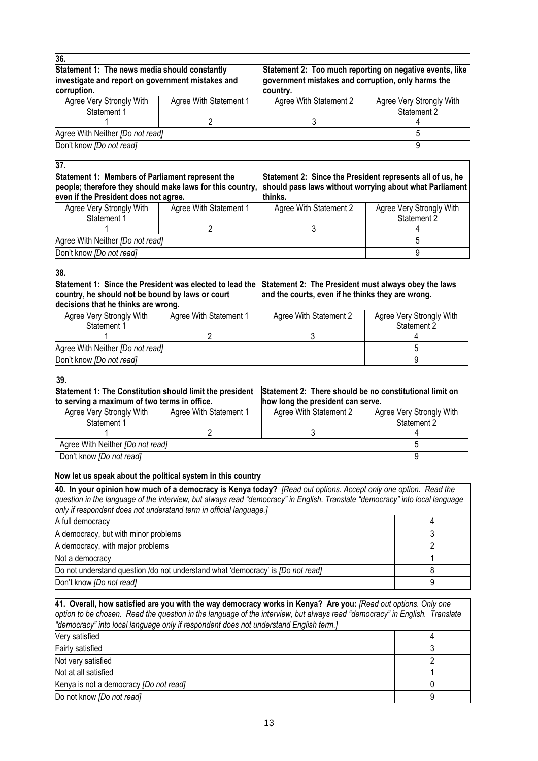| 36. | | | |
|---|---|---|---|
| **Statement 1: The news media should constantly investigate and report on government mistakes and corruption.** | | **Statement 2: Too much reporting on negative events, like government mistakes and corruption, only harms the country.** | |
| Agree Very Strongly With Statement 1 | Agree With Statement 1 | Agree With Statement 2 | Agree Very Strongly With Statement 2 |
| 1 | 2 | 3 | 4 |
| Agree With Neither *[Do not read]* | | | 5 |
| Don't know *[Do not read]* | | | 9 |

| 37. | | | |
|---|---|---|---|
| **Statement 1: Members of Parliament represent the people; therefore they should make laws for this country, even if the President does not agree.** | | **Statement 2: Since the President represents all of us, he should pass laws without worrying about what Parliament thinks.** | |
| Agree Very Strongly With Statement 1 | Agree With Statement 1 | Agree With Statement 2 | Agree Very Strongly With Statement 2 |
| 1 | 2 | 3 | 4 |
| Agree With Neither *[Do not read]* | | | 5 |
| Don't know *[Do not read]* | | | 9 |

| 38. | | | |
|---|---|---|---|
| **Statement 1: Since the President was elected to lead the country, he should not be bound by laws or court decisions that he thinks are wrong.** | | **Statement 2: The President must always obey the laws and the courts, even if he thinks they are wrong.** | |
| Agree Very Strongly With Statement 1 | Agree With Statement 1 | Agree With Statement 2 | Agree Very Strongly With Statement 2 |
| 1 | 2 | 3 | 4 |
| Agree With Neither *[Do not read]* | | | 5 |
| Don't know *[Do not read]* | | | 9 |

| 39. | | | |
|---|---|---|---|
| **Statement 1: The Constitution should limit the president to serving a maximum of two terms in office.** | | **Statement 2: There should be no constitutional limit on how long the president can serve.** | |
| Agree Very Strongly With Statement 1 | Agree With Statement 1 | Agree With Statement 2 | Agree Very Strongly With Statement 2 |
| 1 | 2 | 3 | 4 |
| Agree With Neither *[Do not read]* | | | 5 |
| Don't know *[Do not read]* | | | 9 |

**Now let us speak about the political system in this country**

| **40. In your opinion how much of a democracy is Kenya today?** *[Read out options. Accept only one option. Read the question in the language of the interview, but always read "democracy" in English. Translate "democracy" into local language only if respondent does not understand term in official language.]* | |
|---|---|
| A full democracy | 4 |
| A democracy, but with minor problems | 3 |
| A democracy, with major problems | 2 |
| Not a democracy | 1 |
| Do not understand question /do not understand what 'democracy' is *[Do not read]* | 8 |
| Don't know *[Do not read]* | 9 |

| **41. Overall, how satisfied are you with the way democracy works in Kenya? Are you:** *[Read out options. Only one option to be chosen. Read the question in the language of the interview, but always read "democracy" in English. Translate "democracy" into local language only if respondent does not understand English term.]* | |
|---|---|
| Very satisfied | 4 |
| Fairly satisfied | 3 |
| Not very satisfied | 2 |
| Not at all satisfied | 1 |
| Kenya is not a democracy *[Do not read]* | 0 |
| Do not know *[Do not read]* | 9 |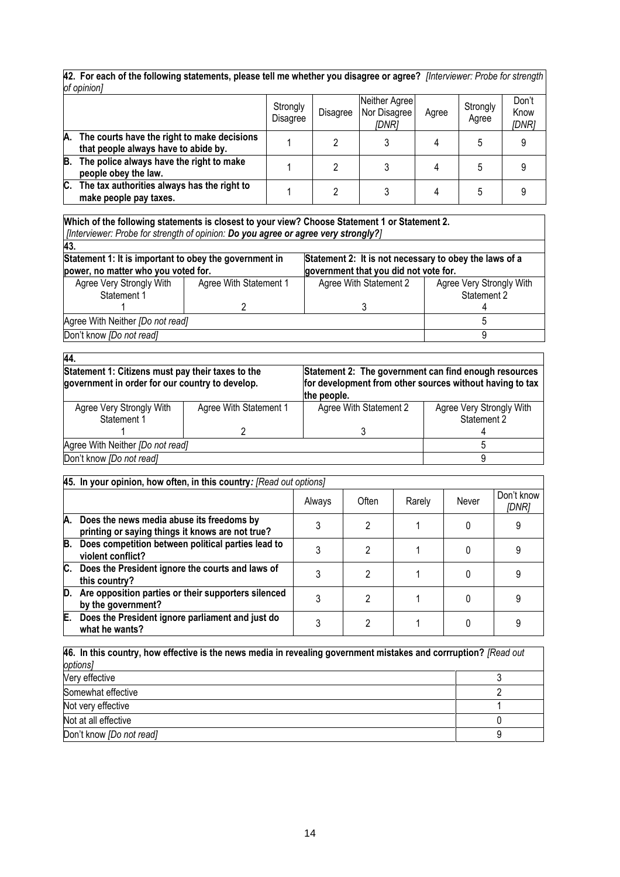**42. For each of the following statements, please tell me whether you disagree or agree?** *[Interviewer: Probe for strength of opinion]*

| | Strongly Disagree | Disagree | Neither Agree Nor Disagree *[DNR]* | Agree | Strongly Agree | Don't Know *[DNR]* |
|---|---|---|---|---|---|---|
| **A. The courts have the right to make decisions that people always have to abide by.** | 1 | 2 | 3 | 4 | 5 | 9 |
| **B. The police always have the right to make people obey the law.** | 1 | 2 | 3 | 4 | 5 | 9 |
| **C. The tax authorities always has the right to make people pay taxes.** | 1 | 2 | 3 | 4 | 5 | 9 |

**Which of the following statements is closest to your view? Choose Statement 1 or Statement 2.**
*[Interviewer: Probe for strength of opinion:* ***Do you agree or agree very strongly?****]*

**43.**

| **Statement 1: It is important to obey the government in power, no matter who you voted for.** | | **Statement 2: It is not necessary to obey the laws of a government that you did not vote for.** | |
|---|---|---|---|
| Agree Very Strongly With Statement 1 | Agree With Statement 1 | Agree With Statement 2 | Agree Very Strongly With Statement 2 |
| 1 | 2 | 3 | 4 |
| Agree With Neither *[Do not read]* | | | 5 |
| Don't know *[Do not read]* | | | 9 |

**44.**

| **Statement 1: Citizens must pay their taxes to the government in order for our country to develop.** | | **Statement 2: The government can find enough resources for development from other sources without having to tax the people.** | |
|---|---|---|---|
| Agree Very Strongly With Statement 1 | Agree With Statement 1 | Agree With Statement 2 | Agree Very Strongly With Statement 2 |
| 1 | 2 | 3 | 4 |
| Agree With Neither *[Do not read]* | | | 5 |
| Don't know *[Do not read]* | | | 9 |

**45. In your opinion, how often, in this country***: [Read out options]*

| | Always | Often | Rarely | Never | Don't know *[DNR]* |
|---|---|---|---|---|---|
| **A. Does the news media abuse its freedoms by printing or saying things it knows are not true?** | 3 | 2 | 1 | 0 | 9 |
| **B. Does competition between political parties lead to violent conflict?** | 3 | 2 | 1 | 0 | 9 |
| **C. Does the President ignore the courts and laws of this country?** | 3 | 2 | 1 | 0 | 9 |
| **D. Are opposition parties or their supporters silenced by the government?** | 3 | 2 | 1 | 0 | 9 |
| **E. Does the President ignore parliament and just do what he wants?** | 3 | 2 | 1 | 0 | 9 |

**46. In this country, how effective is the news media in revealing government mistakes and corrruption?** *[Read out options]*

| | |
|---|---|
| Very effective | 3 |
| Somewhat effective | 2 |
| Not very effective | 1 |
| Not at all effective | 0 |
| Don't know *[Do not read]* | 9 |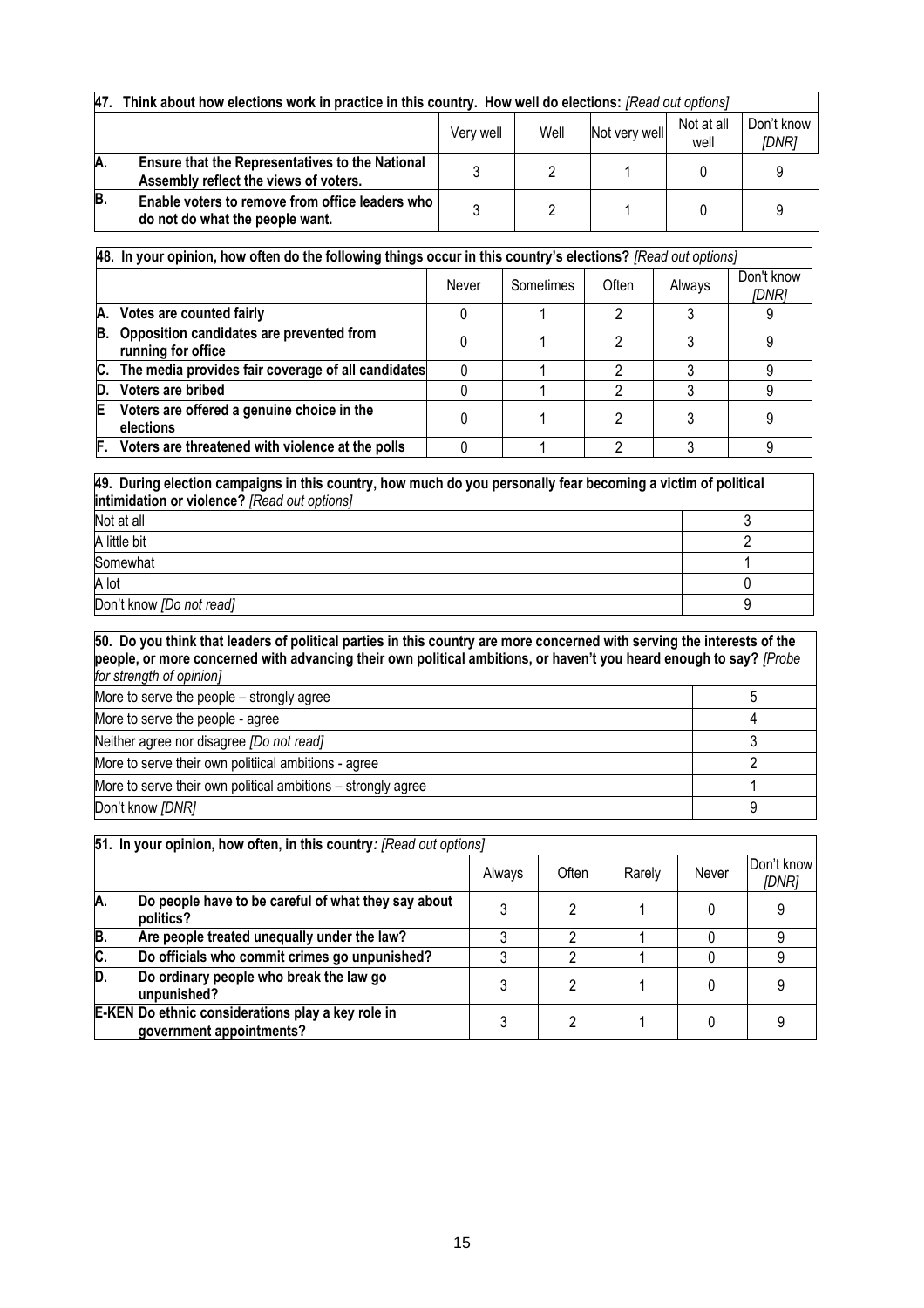| 47. Think about how elections work in practice in this country. How well do elections: *[Read out options]* | Very well | Well | Not very well | Not at all well | Don't know *[DNR]* |
|---|---|---|---|---|---|
| **A. Ensure that the Representatives to the National Assembly reflect the views of voters.** | 3 | 2 | 1 | 0 | 9 |
| **B. Enable voters to remove from office leaders who do not do what the people want.** | 3 | 2 | 1 | 0 | 9 |

| 48. In your opinion, how often do the following things occur in this country's elections? *[Read out options]* | Never | Sometimes | Often | Always | Don't know *[DNR]* |
|---|---|---|---|---|---|
| **A. Votes are counted fairly** | 0 | 1 | 2 | 3 | 9 |
| **B. Opposition candidates are prevented from running for office** | 0 | 1 | 2 | 3 | 9 |
| **C. The media provides fair coverage of all candidates** | 0 | 1 | 2 | 3 | 9 |
| **D. Voters are bribed** | 0 | 1 | 2 | 3 | 9 |
| **E Voters are offered a genuine choice in the elections** | 0 | 1 | 2 | 3 | 9 |
| **F. Voters are threatened with violence at the polls** | 0 | 1 | 2 | 3 | 9 |

| 49. During election campaigns in this country, how much do you personally fear becoming a victim of political intimidation or violence? *[Read out options]* | |
|---|---|
| Not at all | 3 |
| A little bit | 2 |
| Somewhat | 1 |
| A lot | 0 |
| Don't know *[Do not read]* | 9 |

| 50. Do you think that leaders of political parties in this country are more concerned with serving the interests of the people, or more concerned with advancing their own political ambitions, or haven't you heard enough to say? *[Probe for strength of opinion]* | |
|---|---|
| More to serve the people – strongly agree | 5 |
| More to serve the people - agree | 4 |
| Neither agree nor disagree *[Do not read]* | 3 |
| More to serve their own politiical ambitions - agree | 2 |
| More to serve their own political ambitions – strongly agree | 1 |
| Don't know *[DNR]* | 9 |

| 51. In your opinion, how often, in this country*: [Read out options]* | Always | Often | Rarely | Never | Don't know *[DNR]* |
|---|---|---|---|---|---|
| **A. Do people have to be careful of what they say about politics?** | 3 | 2 | 1 | 0 | 9 |
| **B. Are people treated unequally under the law?** | 3 | 2 | 1 | 0 | 9 |
| **C. Do officials who commit crimes go unpunished?** | 3 | 2 | 1 | 0 | 9 |
| **D. Do ordinary people who break the law go unpunished?** | 3 | 2 | 1 | 0 | 9 |
| **E-KEN Do ethnic considerations play a key role in government appointments?** | 3 | 2 | 1 | 0 | 9 |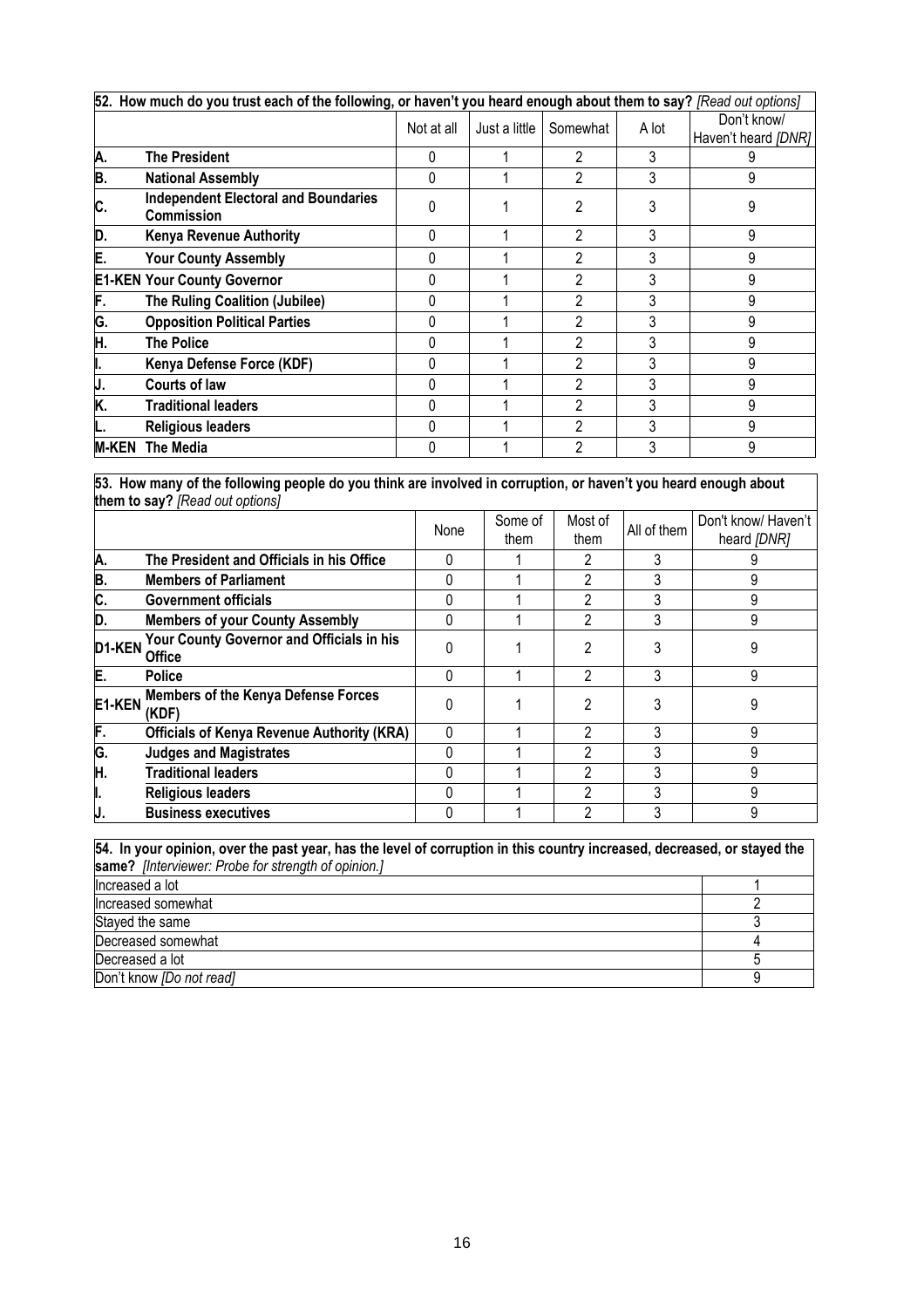| 52. How much do you trust each of the following, or haven't you heard enough about them to say? *[Read out options]* | | | | | | |
|---|---|---|---|---|---|---|
| | | Not at all | Just a little | Somewhat | A lot | Don't know/ Haven't heard *[DNR]* |
| A. | **The President** | 0 | 1 | 2 | 3 | 9 |
| B. | **National Assembly** | 0 | 1 | 2 | 3 | 9 |
| C. | **Independent Electoral and Boundaries Commission** | 0 | 1 | 2 | 3 | 9 |
| D. | **Kenya Revenue Authority** | 0 | 1 | 2 | 3 | 9 |
| E. | **Your County Assembly** | 0 | 1 | 2 | 3 | 9 |
| E1-KEN | **Your County Governor** | 0 | 1 | 2 | 3 | 9 |
| F. | **The Ruling Coalition (Jubilee)** | 0 | 1 | 2 | 3 | 9 |
| G. | **Opposition Political Parties** | 0 | 1 | 2 | 3 | 9 |
| H. | **The Police** | 0 | 1 | 2 | 3 | 9 |
| I. | **Kenya Defense Force (KDF)** | 0 | 1 | 2 | 3 | 9 |
| J. | **Courts of law** | 0 | 1 | 2 | 3 | 9 |
| K. | **Traditional leaders** | 0 | 1 | 2 | 3 | 9 |
| L. | **Religious leaders** | 0 | 1 | 2 | 3 | 9 |
| M-KEN | **The Media** | 0 | 1 | 2 | 3 | 9 |

| 53. How many of the following people do you think are involved in corruption, or haven't you heard enough about them to say? *[Read out options]* | | | | | | |
|---|---|---|---|---|---|---|
| | | None | Some of them | Most of them | All of them | Don't know/ Haven't heard *[DNR]* |
| A. | **The President and Officials in his Office** | 0 | 1 | 2 | 3 | 9 |
| B. | **Members of Parliament** | 0 | 1 | 2 | 3 | 9 |
| C. | **Government officials** | 0 | 1 | 2 | 3 | 9 |
| D. | **Members of your County Assembly** | 0 | 1 | 2 | 3 | 9 |
| D1-KEN | **Your County Governor and Officials in his Office** | 0 | 1 | 2 | 3 | 9 |
| E. | **Police** | 0 | 1 | 2 | 3 | 9 |
| E1-KEN | **Members of the Kenya Defense Forces (KDF)** | 0 | 1 | 2 | 3 | 9 |
| F. | **Officials of Kenya Revenue Authority (KRA)** | 0 | 1 | 2 | 3 | 9 |
| G. | **Judges and Magistrates** | 0 | 1 | 2 | 3 | 9 |
| H. | **Traditional leaders** | 0 | 1 | 2 | 3 | 9 |
| I. | **Religious leaders** | 0 | 1 | 2 | 3 | 9 |
| J. | **Business executives** | 0 | 1 | 2 | 3 | 9 |

| 54. In your opinion, over the past year, has the level of corruption in this country increased, decreased, or stayed the same? *[Interviewer: Probe for strength of opinion.]* | |
|---|---|
| Increased a lot | 1 |
| Increased somewhat | 2 |
| Stayed the same | 3 |
| Decreased somewhat | 4 |
| Decreased a lot | 5 |
| Don't know *[Do not read]* | 9 |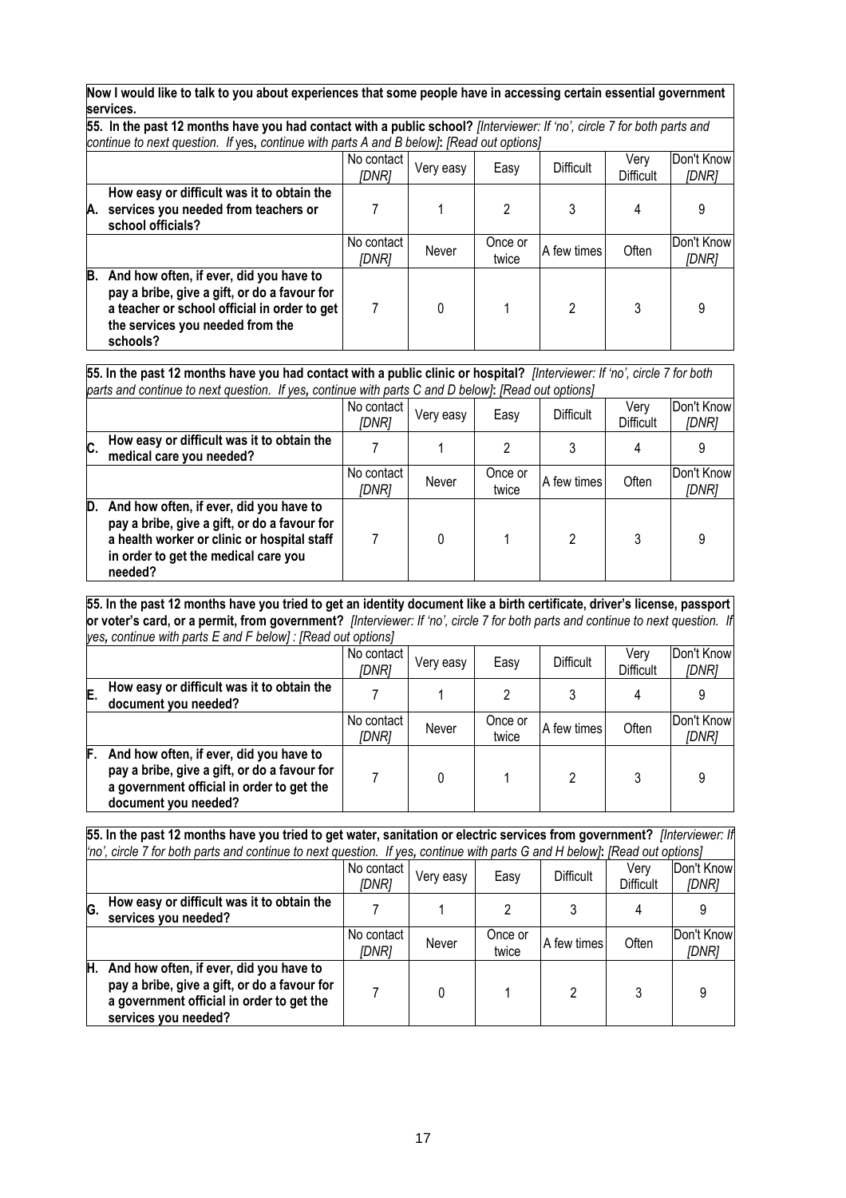**Now I would like to talk to you about experiences that some people have in accessing certain essential government services.**

**55. In the past 12 months have you had contact with a public school?** *[Interviewer: If 'no', circle 7 for both parts and continue to next question. If* yes, *continue with parts A and B below]*: *[Read out options]*

| | No contact *[DNR]* | Very easy | Easy | Difficult | Very Difficult | Don't Know *[DNR]* |
|---|---|---|---|---|---|---|
| **A. How easy or difficult was it to obtain the services you needed from teachers or school officials?** | 7 | 1 | 2 | 3 | 4 | 9 |
| | No contact *[DNR]* | Never | Once or twice | A few times | Often | Don't Know *[DNR]* |
| **B. And how often, if ever, did you have to pay a bribe, give a gift, or do a favour for a teacher or school official in order to get the services you needed from the schools?** | 7 | 0 | 1 | 2 | 3 | 9 |

**55. In the past 12 months have you had contact with a public clinic or hospital?** *[Interviewer: If 'no', circle 7 for both parts and continue to next question. If yes, continue with parts C and D below]*: *[Read out options]*

| | No contact *[DNR]* | Very easy | Easy | Difficult | Very Difficult | Don't Know *[DNR]* |
|---|---|---|---|---|---|---|
| **C. How easy or difficult was it to obtain the medical care you needed?** | 7 | 1 | 2 | 3 | 4 | 9 |
| | No contact *[DNR]* | Never | Once or twice | A few times | Often | Don't Know *[DNR]* |
| **D. And how often, if ever, did you have to pay a bribe, give a gift, or do a favour for a health worker or clinic or hospital staff in order to get the medical care you needed?** | 7 | 0 | 1 | 2 | 3 | 9 |

**55. In the past 12 months have you tried to get an identity document like a birth certificate, driver's license, passport or voter's card, or a permit, from government?** *[Interviewer: If 'no', circle 7 for both parts and continue to next question. If yes, continue with parts E and F below] : [Read out options]*

| | No contact *[DNR]* | Very easy | Easy | Difficult | Very Difficult | Don't Know *[DNR]* |
|---|---|---|---|---|---|---|
| **E. How easy or difficult was it to obtain the document you needed?** | 7 | 1 | 2 | 3 | 4 | 9 |
| | No contact *[DNR]* | Never | Once or twice | A few times | Often | Don't Know *[DNR]* |
| **F. And how often, if ever, did you have to pay a bribe, give a gift, or do a favour for a government official in order to get the document you needed?** | 7 | 0 | 1 | 2 | 3 | 9 |

**55. In the past 12 months have you tried to get water, sanitation or electric services from government?** *[Interviewer: If 'no', circle 7 for both parts and continue to next question. If yes, continue with parts G and H below]*: *[Read out options]*

| | No contact *[DNR]* | Very easy | Easy | Difficult | Very Difficult | Don't Know *[DNR]* |
|---|---|---|---|---|---|---|
| **G. How easy or difficult was it to obtain the services you needed?** | 7 | 1 | 2 | 3 | 4 | 9 |
| | No contact *[DNR]* | Never | Once or twice | A few times | Often | Don't Know *[DNR]* |
| **H. And how often, if ever, did you have to pay a bribe, give a gift, or do a favour for a government official in order to get the services you needed?** | 7 | 0 | 1 | 2 | 3 | 9 |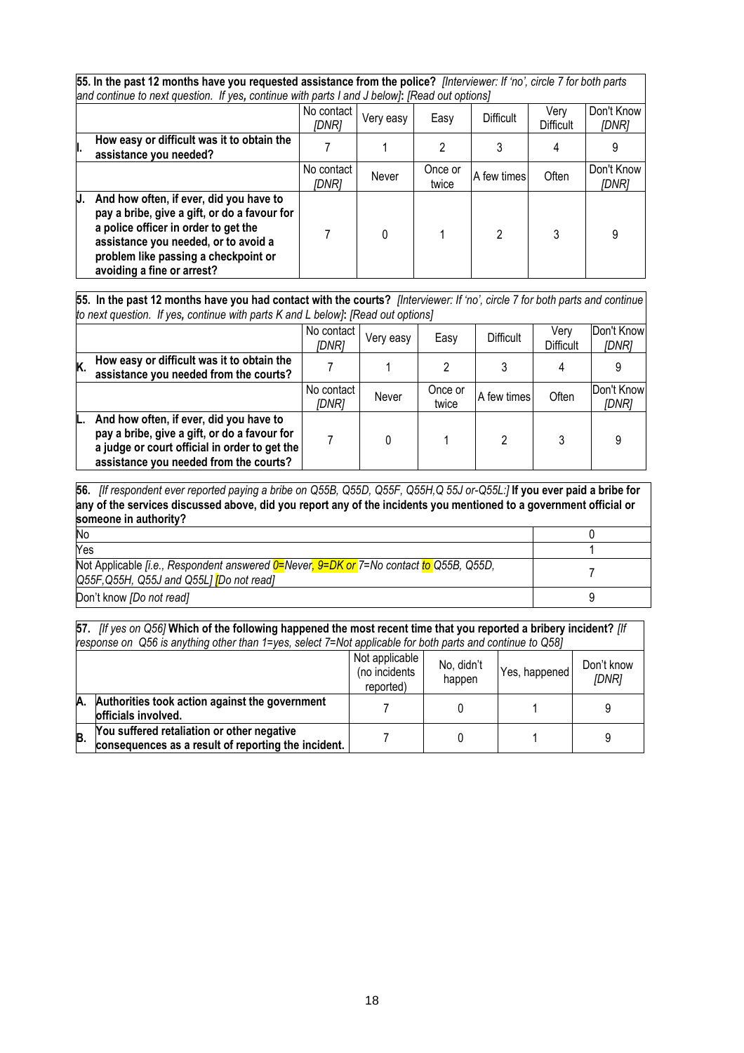**55. In the past 12 months have you requested assistance from the police?** *[Interviewer: If 'no', circle 7 for both parts and continue to next question. If yes, continue with parts I and J below]***:** *[Read out options]*

| | No contact *[DNR]* | Very easy | Easy | Difficult | Very Difficult | Don't Know *[DNR]* |
|---|---|---|---|---|---|---|
| **I. How easy or difficult was it to obtain the assistance you needed?** | 7 | 1 | 2 | 3 | 4 | 9 |
| | No contact *[DNR]* | Never | Once or twice | A few times | Often | Don't Know *[DNR]* |
| **J. And how often, if ever, did you have to pay a bribe, give a gift, or do a favour for a police officer in order to get the assistance you needed, or to avoid a problem like passing a checkpoint or avoiding a fine or arrest?** | 7 | 0 | 1 | 2 | 3 | 9 |

**55. In the past 12 months have you had contact with the courts?** *[Interviewer: If 'no', circle 7 for both parts and continue to next question. If yes, continue with parts K and L below]***:** *[Read out options]*

| | No contact *[DNR]* | Very easy | Easy | Difficult | Very Difficult | Don't Know *[DNR]* |
|---|---|---|---|---|---|---|
| **K. How easy or difficult was it to obtain the assistance you needed from the courts?** | 7 | 1 | 2 | 3 | 4 | 9 |
| | No contact *[DNR]* | Never | Once or twice | A few times | Often | Don't Know *[DNR]* |
| **L. And how often, if ever, did you have to pay a bribe, give a gift, or do a favour for a judge or court official in order to get the assistance you needed from the courts?** | 7 | 0 | 1 | 2 | 3 | 9 |

**56.** *[If respondent ever reported paying a bribe on Q55B, Q55D, Q55F, Q55H,Q 55J or-Q55L:]* **If you ever paid a bribe for any of the services discussed above, did you report any of the incidents you mentioned to a government official or someone in authority?**

| | |
|---|---|
| No | 0 |
| Yes | 1 |
| Not Applicable *[i.e., Respondent answered 0=Never, 9=DK or 7=No contact to Q55B, Q55D, Q55F,Q55H, Q55J and Q55L] [Do not read]* | 7 |
| Don't know *[Do not read]* | 9 |

**57.** *[If yes on Q56]* **Which of the following happened the most recent time that you reported a bribery incident?** *[If response on Q56 is anything other than 1=yes, select 7=Not applicable for both parts and continue to Q58]*

| | Not applicable (no incidents reported) | No, didn't happen | Yes, happened | Don't know *[DNR]* |
|---|---|---|---|---|
| **A. Authorities took action against the government officials involved.** | 7 | 0 | 1 | 9 |
| **B. You suffered retaliation or other negative consequences as a result of reporting the incident.** | 7 | 0 | 1 | 9 |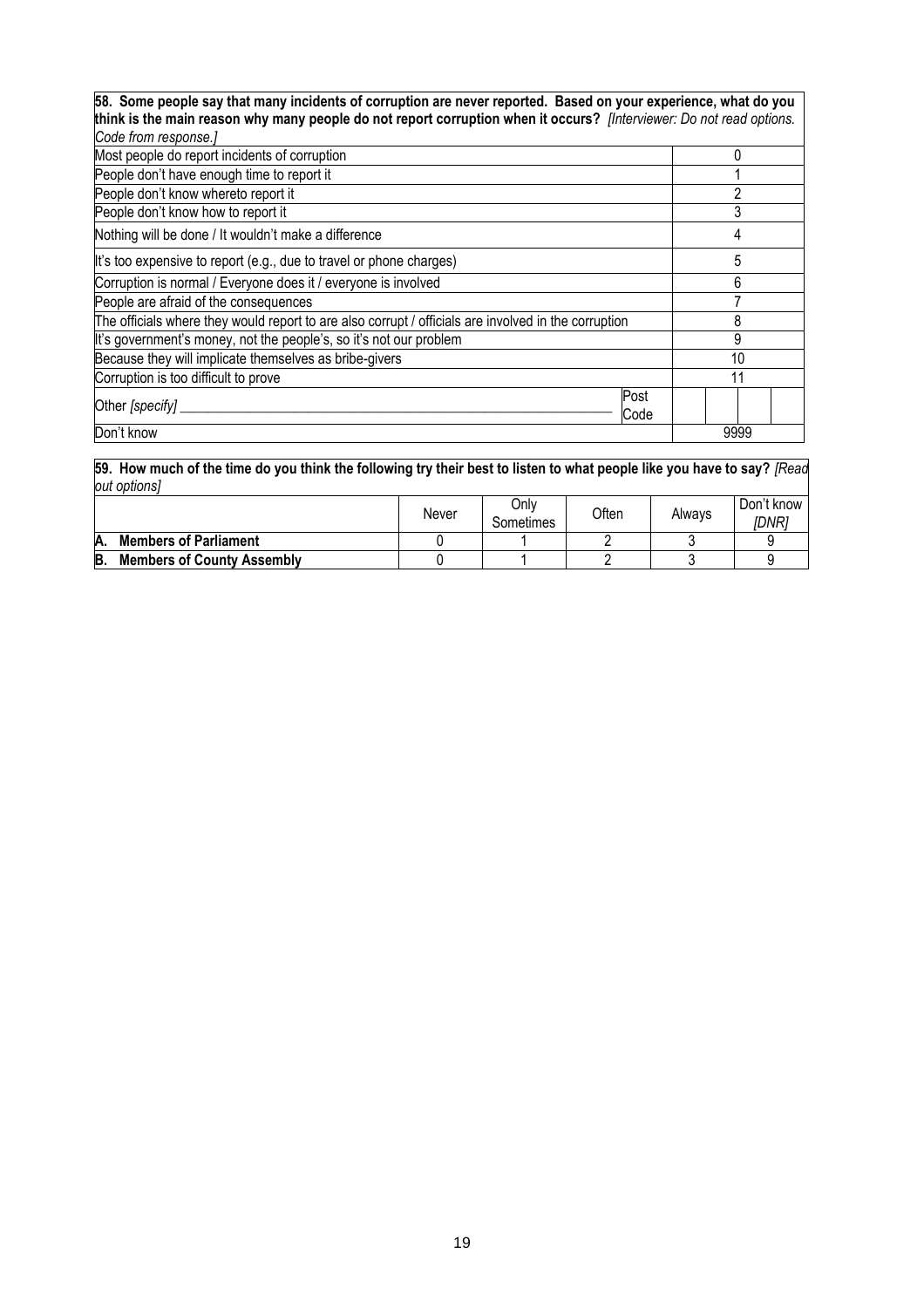**58. Some people say that many incidents of corruption are never reported. Based on your experience, what do you think is the main reason why many people do not report corruption when it occurs?** *[Interviewer: Do not read options. Code from response.]*

| | |
|---|---|
| Most people do report incidents of corruption | 0 |
| People don't have enough time to report it | 1 |
| People don't know whereto report it | 2 |
| People don't know how to report it | 3 |
| Nothing will be done / It wouldn't make a difference | 4 |
| It's too expensive to report (e.g., due to travel or phone charges) | 5 |
| Corruption is normal / Everyone does it / everyone is involved | 6 |
| People are afraid of the consequences | 7 |
| The officials where they would report to are also corrupt / officials are involved in the corruption | 8 |
| It's government's money, not the people's, so it's not our problem | 9 |
| Because they will implicate themselves as bribe-givers | 10 |
| Corruption is too difficult to prove | 11 |
| Other *[specify]* ____________________ Post Code | |
| Don't know | 9999 |

**59. How much of the time do you think the following try their best to listen to what people like you have to say?** *[Read out options]*

| | Never | Only Sometimes | Often | Always | Don't know *[DNR]* |
|---|---|---|---|---|---|
| **A. Members of Parliament** | 0 | 1 | 2 | 3 | 9 |
| **B. Members of County Assembly** | 0 | 1 | 2 | 3 | 9 |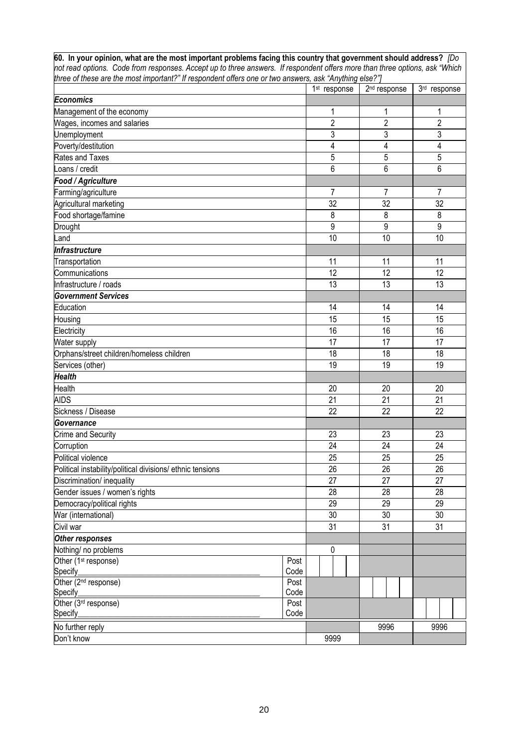**60. In your opinion, what are the most important problems facing this country that government should address?** *[Do not read options. Code from responses. Accept up to three answers. If respondent offers more than three options, ask "Which three of these are the most important?" If respondent offers one or two answers, ask "Anything else?"]*

| | | 1st response | 2nd response | 3rd response |
|---|---|---|---|---|
| ***Economics*** | | | | |
| Management of the economy | | 1 | 1 | 1 |
| Wages, incomes and salaries | | 2 | 2 | 2 |
| Unemployment | | 3 | 3 | 3 |
| Poverty/destitution | | 4 | 4 | 4 |
| Rates and Taxes | | 5 | 5 | 5 |
| Loans / credit | | 6 | 6 | 6 |
| ***Food / Agriculture*** | | | | |
| Farming/agriculture | | 7 | 7 | 7 |
| Agricultural marketing | | 32 | 32 | 32 |
| Food shortage/famine | | 8 | 8 | 8 |
| Drought | | 9 | 9 | 9 |
| Land | | 10 | 10 | 10 |
| ***Infrastructure*** | | | | |
| Transportation | | 11 | 11 | 11 |
| Communications | | 12 | 12 | 12 |
| Infrastructure / roads | | 13 | 13 | 13 |
| ***Government Services*** | | | | |
| Education | | 14 | 14 | 14 |
| Housing | | 15 | 15 | 15 |
| Electricity | | 16 | 16 | 16 |
| Water supply | | 17 | 17 | 17 |
| Orphans/street children/homeless children | | 18 | 18 | 18 |
| Services (other) | | 19 | 19 | 19 |
| ***Health*** | | | | |
| Health | | 20 | 20 | 20 |
| AIDS | | 21 | 21 | 21 |
| Sickness / Disease | | 22 | 22 | 22 |
| ***Governance*** | | | | |
| Crime and Security | | 23 | 23 | 23 |
| Corruption | | 24 | 24 | 24 |
| Political violence | | 25 | 25 | 25 |
| Political instability/political divisions/ ethnic tensions | | 26 | 26 | 26 |
| Discrimination/ inequality | | 27 | 27 | 27 |
| Gender issues / women's rights | | 28 | 28 | 28 |
| Democracy/political rights | | 29 | 29 | 29 |
| War (international) | | 30 | 30 | 30 |
| Civil war | | 31 | 31 | 31 |
| ***Other responses*** | | | | |
| Nothing/ no problems | | 0 | | |
| Other (1st response) Specify___ | Post Code | | | |
| Other (2nd response) Specify___ | Post Code | | | |
| Other (3rd response) Specify___ | Post Code | | | |
| No further reply | | | 9996 | 9996 |
| Don't know | | 9999 | | |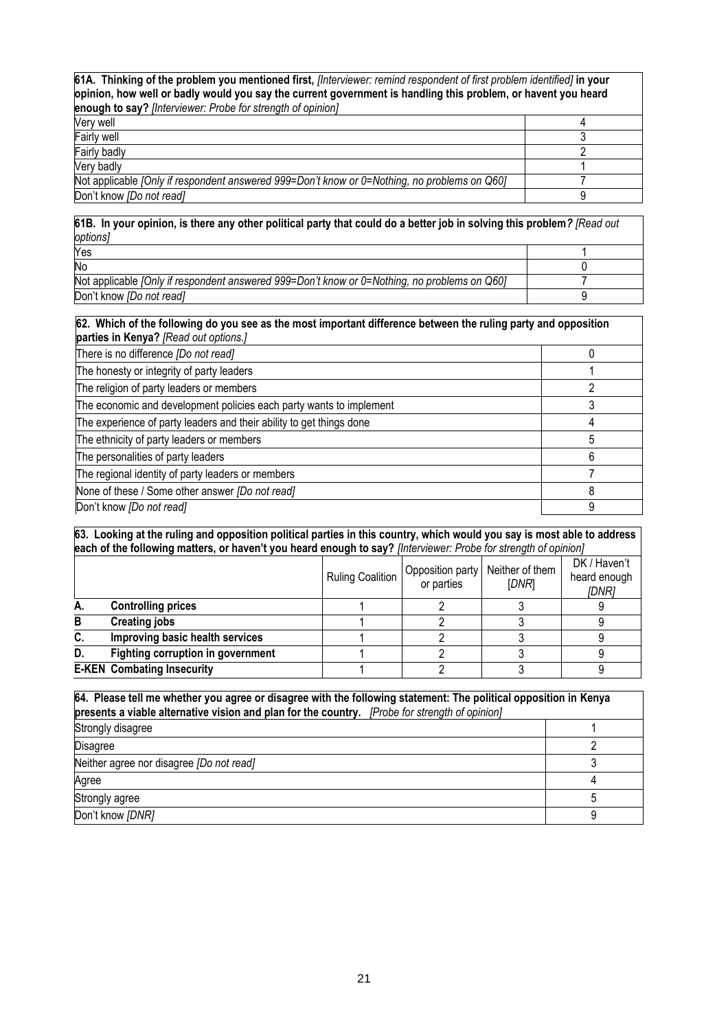| **61A. Thinking of the problem you mentioned first,** *[Interviewer: remind respondent of first problem identified]* **in your opinion, how well or badly would you say the current government is handling this problem, or havent you heard enough to say?** *[Interviewer: Probe for strength of opinion]* | |
|---|---|
| Very well | 4 |
| Fairly well | 3 |
| Fairly badly | 2 |
| Very badly | 1 |
| Not applicable *[Only if respondent answered 999=Don't know or 0=Nothing, no problems on Q60]* | 7 |
| Don't know *[Do not read]* | 9 |

| **61B. In your opinion, is there any other political party that could do a better job in solving this problem?** *[Read out options]* | |
|---|---|
| Yes | 1 |
| No | 0 |
| Not applicable *[Only if respondent answered 999=Don't know or 0=Nothing, no problems on Q60]* | 7 |
| Don't know *[Do not read]* | 9 |

| **62. Which of the following do you see as the most important difference between the ruling party and opposition parties in Kenya?** *[Read out options.]* | |
|---|---|
| There is no difference *[Do not read]* | 0 |
| The honesty or integrity of party leaders | 1 |
| The religion of party leaders or members | 2 |
| The economic and development policies each party wants to implement | 3 |
| The experience of party leaders and their ability to get things done | 4 |
| The ethnicity of party leaders or members | 5 |
| The personalities of party leaders | 6 |
| The regional identity of party leaders or members | 7 |
| None of these / Some other answer *[Do not read]* | 8 |
| Don't know *[Do not read]* | 9 |

**63. Looking at the ruling and opposition political parties in this country, which would you say is most able to address each of the following matters, or haven't you heard enough to say?** *[Interviewer: Probe for strength of opinion]*

| | | Ruling Coalition | Opposition party or parties | Neither of them [*DNR*] | DK / Haven't heard enough *[DNR]* |
|---|---|---|---|---|---|
| **A.** | **Controlling prices** | 1 | 2 | 3 | 9 |
| **B** | **Creating jobs** | 1 | 2 | 3 | 9 |
| **C.** | **Improving basic health services** | 1 | 2 | 3 | 9 |
| **D.** | **Fighting corruption in government** | 1 | 2 | 3 | 9 |
| **E-KEN** | **Combating Insecurity** | 1 | 2 | 3 | 9 |

| **64. Please tell me whether you agree or disagree with the following statement: The political opposition in Kenya presents a viable alternative vision and plan for the country.** *[Probe for strength of opinion]* | |
|---|---|
| Strongly disagree | 1 |
| Disagree | 2 |
| Neither agree nor disagree *[Do not read]* | 3 |
| Agree | 4 |
| Strongly agree | 5 |
| Don't know *[DNR]* | 9 |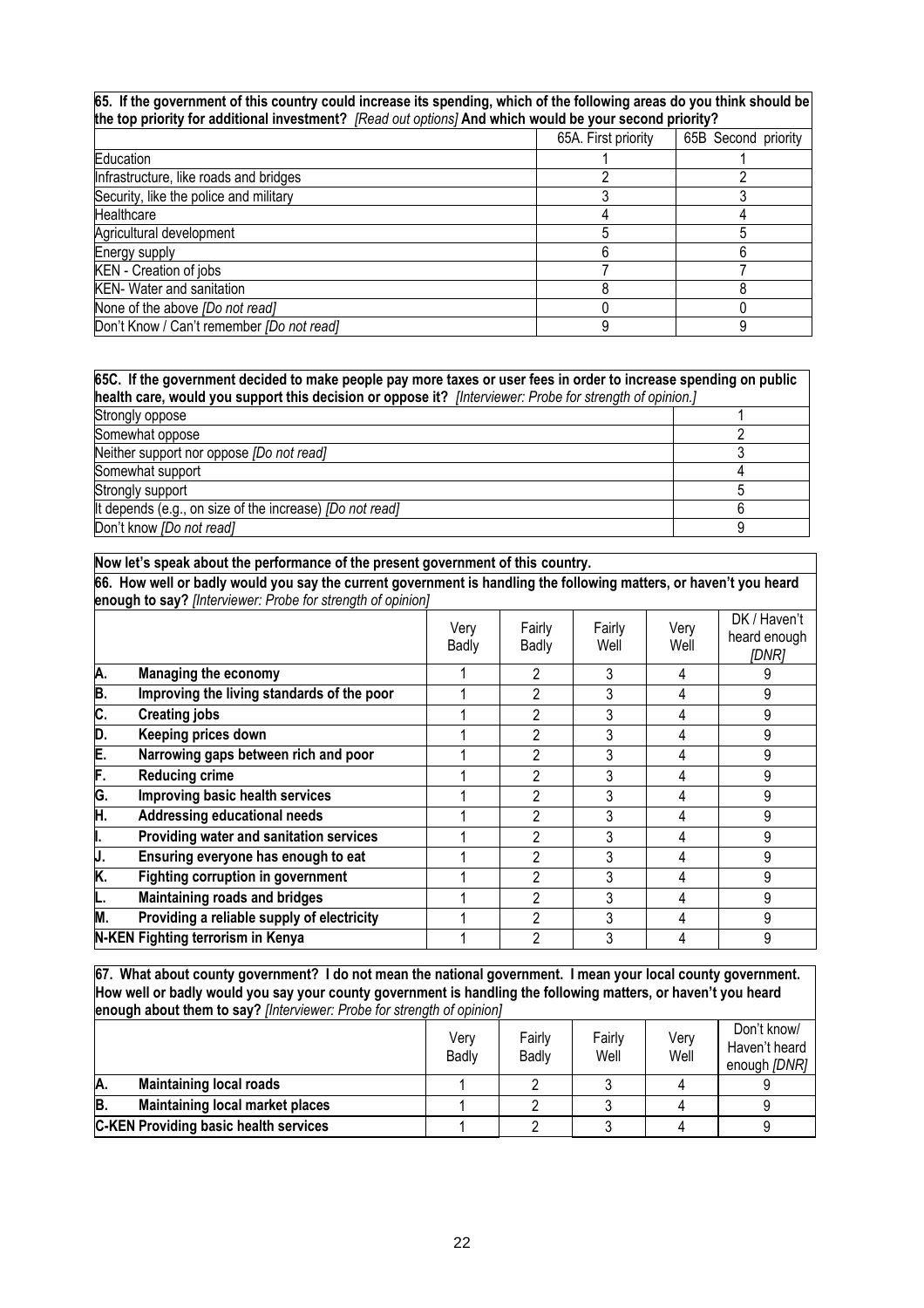| **65. If the government of this country could increase its spending, which of the following areas do you think should be the top priority for additional investment?** *[Read out options]* **And which would be your second priority?** | 65A. First priority | 65B Second priority |
|---|---|---|
| Education | 1 | 1 |
| Infrastructure, like roads and bridges | 2 | 2 |
| Security, like the police and military | 3 | 3 |
| Healthcare | 4 | 4 |
| Agricultural development | 5 | 5 |
| Energy supply | 6 | 6 |
| KEN - Creation of jobs | 7 | 7 |
| KEN- Water and sanitation | 8 | 8 |
| None of the above *[Do not read]* | 0 | 0 |
| Don't Know / Can't remember *[Do not read]* | 9 | 9 |

| **65C. If the government decided to make people pay more taxes or user fees in order to increase spending on public health care, would you support this decision or oppose it?** *[Interviewer: Probe for strength of opinion.]* | |
|---|---|
| Strongly oppose | 1 |
| Somewhat oppose | 2 |
| Neither support nor oppose *[Do not read]* | 3 |
| Somewhat support | 4 |
| Strongly support | 5 |
| It depends (e.g., on size of the increase) *[Do not read]* | 6 |
| Don't know *[Do not read]* | 9 |

**Now let's speak about the performance of the present government of this country.**

**66. How well or badly would you say the current government is handling the following matters, or haven't you heard enough to say?** *[Interviewer: Probe for strength of opinion]*

| | Very Badly | Fairly Badly | Fairly Well | Very Well | DK / Haven't heard enough *[DNR]* |
|---|---|---|---|---|---|
| **A. Managing the economy** | 1 | 2 | 3 | 4 | 9 |
| **B. Improving the living standards of the poor** | 1 | 2 | 3 | 4 | 9 |
| **C. Creating jobs** | 1 | 2 | 3 | 4 | 9 |
| **D. Keeping prices down** | 1 | 2 | 3 | 4 | 9 |
| **E. Narrowing gaps between rich and poor** | 1 | 2 | 3 | 4 | 9 |
| **F. Reducing crime** | 1 | 2 | 3 | 4 | 9 |
| **G. Improving basic health services** | 1 | 2 | 3 | 4 | 9 |
| **H. Addressing educational needs** | 1 | 2 | 3 | 4 | 9 |
| **I. Providing water and sanitation services** | 1 | 2 | 3 | 4 | 9 |
| **J. Ensuring everyone has enough to eat** | 1 | 2 | 3 | 4 | 9 |
| **K. Fighting corruption in government** | 1 | 2 | 3 | 4 | 9 |
| **L. Maintaining roads and bridges** | 1 | 2 | 3 | 4 | 9 |
| **M. Providing a reliable supply of electricity** | 1 | 2 | 3 | 4 | 9 |
| **N-KEN Fighting terrorism in Kenya** | 1 | 2 | 3 | 4 | 9 |

**67. What about county government? I do not mean the national government. I mean your local county government. How well or badly would you say your county government is handling the following matters, or haven't you heard enough about them to say?** *[Interviewer: Probe for strength of opinion]*

| | Very Badly | Fairly Badly | Fairly Well | Very Well | Don't know/ Haven't heard enough *[DNR]* |
|---|---|---|---|---|---|
| **A. Maintaining local roads** | 1 | 2 | 3 | 4 | 9 |
| **B. Maintaining local market places** | 1 | 2 | 3 | 4 | 9 |
| **C-KEN Providing basic health services** | 1 | 2 | 3 | 4 | 9 |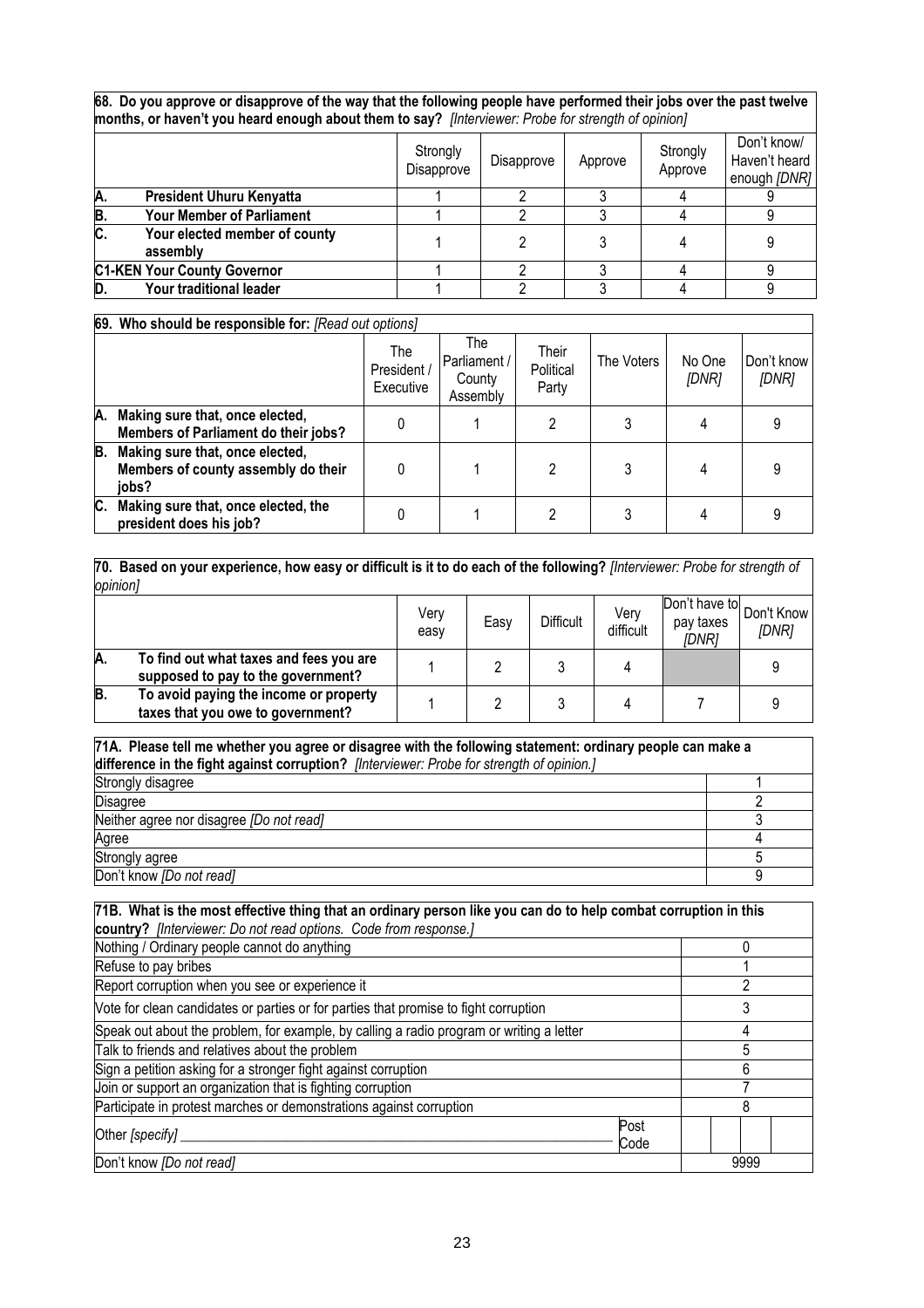**68. Do you approve or disapprove of the way that the following people have performed their jobs over the past twelve months, or haven't you heard enough about them to say?** *[Interviewer: Probe for strength of opinion]*

| | Strongly Disapprove | Disapprove | Approve | Strongly Approve | Don't know/ Haven't heard enough *[DNR]* |
|---|---|---|---|---|---|
| **A. President Uhuru Kenyatta** | 1 | 2 | 3 | 4 | 9 |
| **B. Your Member of Parliament** | 1 | 2 | 3 | 4 | 9 |
| **C. Your elected member of county assembly** | 1 | 2 | 3 | 4 | 9 |
| **C1-KEN Your County Governor** | 1 | 2 | 3 | 4 | 9 |
| **D. Your traditional leader** | 1 | 2 | 3 | 4 | 9 |

**69. Who should be responsible for:** *[Read out options]*

| | The President / Executive | The Parliament / County Assembly | Their Political Party | The Voters | No One *[DNR]* | Don't know *[DNR]* |
|---|---|---|---|---|---|---|
| **A. Making sure that, once elected, Members of Parliament do their jobs?** | 0 | 1 | 2 | 3 | 4 | 9 |
| **B. Making sure that, once elected, Members of county assembly do their jobs?** | 0 | 1 | 2 | 3 | 4 | 9 |
| **C. Making sure that, once elected, the president does his job?** | 0 | 1 | 2 | 3 | 4 | 9 |

**70. Based on your experience, how easy or difficult is it to do each of the following?** *[Interviewer: Probe for strength of opinion]*

| | Very easy | Easy | Difficult | Very difficult | Don't have to pay taxes *[DNR]* | Don't Know *[DNR]* |
|---|---|---|---|---|---|---|
| **A. To find out what taxes and fees you are supposed to pay to the government?** | 1 | 2 | 3 | 4 | | 9 |
| **B. To avoid paying the income or property taxes that you owe to government?** | 1 | 2 | 3 | 4 | 7 | 9 |

**71A. Please tell me whether you agree or disagree with the following statement: ordinary people can make a difference in the fight against corruption?** *[Interviewer: Probe for strength of opinion.]*

| | |
|---|---|
| Strongly disagree | 1 |
| Disagree | 2 |
| Neither agree nor disagree *[Do not read]* | 3 |
| Agree | 4 |
| Strongly agree | 5 |
| Don't know *[Do not read]* | 9 |

**71B. What is the most effective thing that an ordinary person like you can do to help combat corruption in this country?** *[Interviewer: Do not read options. Code from response.]*

| | |
|---|---|
| Nothing / Ordinary people cannot do anything | 0 |
| Refuse to pay bribes | 1 |
| Report corruption when you see or experience it | 2 |
| Vote for clean candidates or parties or for parties that promise to fight corruption | 3 |
| Speak out about the problem, for example, by calling a radio program or writing a letter | 4 |
| Talk to friends and relatives about the problem | 5 |
| Sign a petition asking for a stronger fight against corruption | 6 |
| Join or support an organization that is fighting corruption | 7 |
| Participate in protest marches or demonstrations against corruption | 8 |
| Other *[specify]* _______________ Post Code | |
| Don't know *[Do not read]* | 9999 |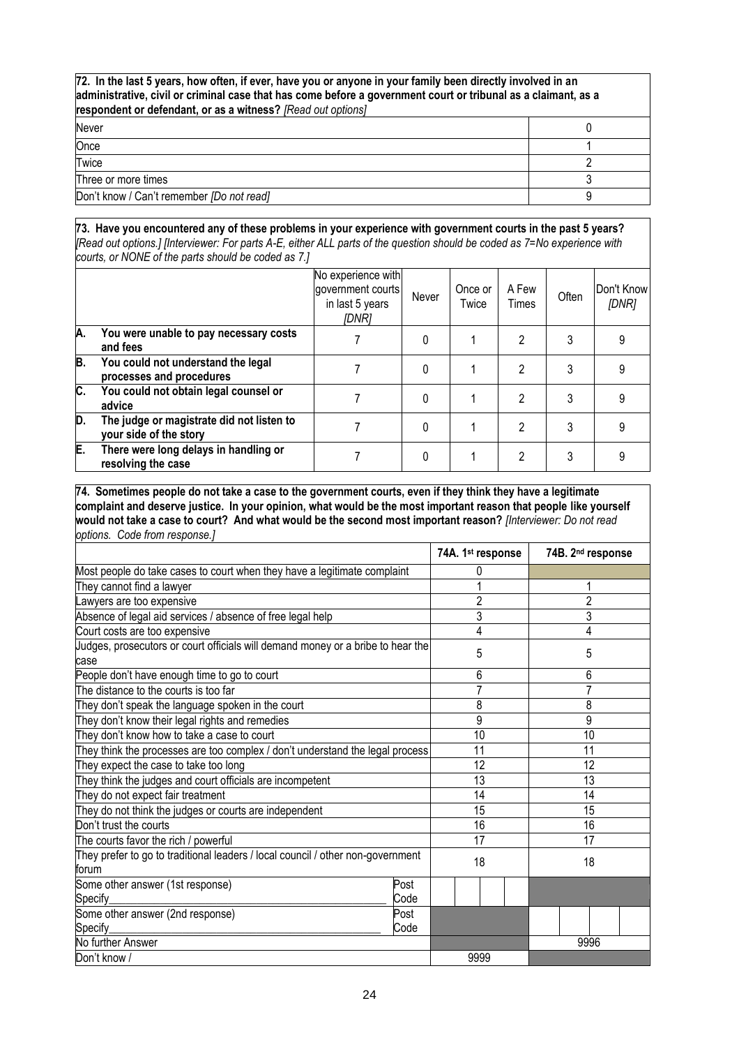**72. In the last 5 years, how often, if ever, have you or anyone in your family been directly involved in an administrative, civil or criminal case that has come before a government court or tribunal as a claimant, as a respondent or defendant, or as a witness?** *[Read out options]*

| | |
|---|---|
| Never | 0 |
| Once | 1 |
| Twice | 2 |
| Three or more times | 3 |
| Don't know / Can't remember *[Do not read]* | 9 |

**73. Have you encountered any of these problems in your experience with government courts in the past 5 years?** *[Read out options.] [Interviewer: For parts A-E, either ALL parts of the question should be coded as 7=No experience with courts, or NONE of the parts should be coded as 7.]*

| | | No experience with government courts in last 5 years *[DNR]* | Never | Once or Twice | A Few Times | Often | Don't Know *[DNR]* |
|---|---|---|---|---|---|---|---|
| **A.** | **You were unable to pay necessary costs and fees** | 7 | 0 | 1 | 2 | 3 | 9 |
| **B.** | **You could not understand the legal processes and procedures** | 7 | 0 | 1 | 2 | 3 | 9 |
| **C.** | **You could not obtain legal counsel or advice** | 7 | 0 | 1 | 2 | 3 | 9 |
| **D.** | **The judge or magistrate did not listen to your side of the story** | 7 | 0 | 1 | 2 | 3 | 9 |
| **E.** | **There were long delays in handling or resolving the case** | 7 | 0 | 1 | 2 | 3 | 9 |

**74. Sometimes people do not take a case to the government courts, even if they think they have a legitimate complaint and deserve justice. In your opinion, what would be the most important reason that people like yourself would not take a case to court? And what would be the second most important reason?** *[Interviewer: Do not read options. Code from response.]*

| | | 74A. 1st response | 74B. 2nd response |
|---|---|---|---|
| Most people do take cases to court when they have a legitimate complaint | | 0 | |
| They cannot find a lawyer | | 1 | 1 |
| Lawyers are too expensive | | 2 | 2 |
| Absence of legal aid services / absence of free legal help | | 3 | 3 |
| Court costs are too expensive | | 4 | 4 |
| Judges, prosecutors or court officials will demand money or a bribe to hear the case | | 5 | 5 |
| People don't have enough time to go to court | | 6 | 6 |
| The distance to the courts is too far | | 7 | 7 |
| They don't speak the language spoken in the court | | 8 | 8 |
| They don't know their legal rights and remedies | | 9 | 9 |
| They don't know how to take a case to court | | 10 | 10 |
| They think the processes are too complex / don't understand the legal process | | 11 | 11 |
| They expect the case to take too long | | 12 | 12 |
| They think the judges and court officials are incompetent | | 13 | 13 |
| They do not expect fair treatment | | 14 | 14 |
| They do not think the judges or courts are independent | | 15 | 15 |
| Don't trust the courts | | 16 | 16 |
| The courts favor the rich / powerful | | 17 | 17 |
| They prefer to go to traditional leaders / local council / other non-government forum | | 18 | 18 |
| Some other answer (1st response) Specify\_\_\_\_\_\_\_\_\_\_ | Post Code | | |
| Some other answer (2nd response) Specify\_\_\_\_\_\_\_\_\_\_ | Post Code | | |
| No further Answer | | | 9996 |
| Don't know / | | 9999 | |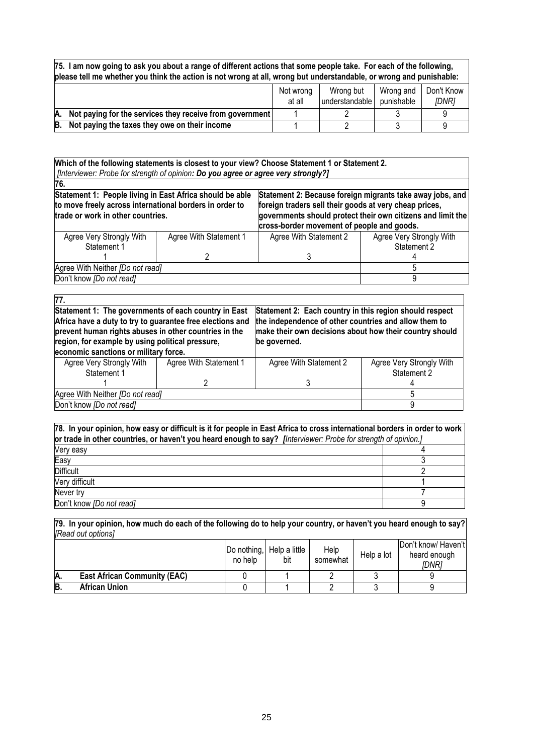| **75. I am now going to ask you about a range of different actions that some people take. For each of the following, please tell me whether you think the action is not wrong at all, wrong but understandable, or wrong and punishable:** | | | | |
|---|---|---|---|---|
| | Not wrong at all | Wrong but understandable | Wrong and punishable | Don't Know *[DNR]* |
| **A. Not paying for the services they receive from government** | 1 | 2 | 3 | 9 |
| **B. Not paying the taxes they owe on their income** | 1 | 2 | 3 | 9 |

**Which of the following statements is closest to your view? Choose Statement 1 or Statement 2.**
*[Interviewer: Probe for strength of opinion: **Do you agree or agree very strongly?]***

| **76.** | | | |
|---|---|---|---|
| **Statement 1: People living in East Africa should be able to move freely across international borders in order to trade or work in other countries.** | | **Statement 2: Because foreign migrants take away jobs, and foreign traders sell their goods at very cheap prices, governments should protect their own citizens and limit the cross-border movement of people and goods.** | |
| Agree Very Strongly With Statement 1 | Agree With Statement 1 | Agree With Statement 2 | Agree Very Strongly With Statement 2 |
| 1 | 2 | 3 | 4 |
| Agree With Neither *[Do not read]* | | | 5 |
| Don't know *[Do not read]* | | | 9 |

| **77.** | | | |
|---|---|---|---|
| **Statement 1: The governments of each country in East Africa have a duty to try to guarantee free elections and prevent human rights abuses in other countries in the region, for example by using political pressure, economic sanctions or military force.** | | **Statement 2: Each country in this region should respect the independence of other countries and allow them to make their own decisions about how their country should be governed.** | |
| Agree Very Strongly With Statement 1 | Agree With Statement 1 | Agree With Statement 2 | Agree Very Strongly With Statement 2 |
| 1 | 2 | 3 | 4 |
| Agree With Neither *[Do not read]* | | | 5 |
| Don't know *[Do not read]* | | | 9 |

| **78. In your opinion, how easy or difficult is it for people in East Africa to cross international borders in order to work or trade in other countries, or haven't you heard enough to say?** *[Interviewer: Probe for strength of opinion.]* | |
|---|---|
| Very easy | 4 |
| Easy | 3 |
| Difficult | 2 |
| Very difficult | 1 |
| Never try | 7 |
| Don't know *[Do not read]* | 9 |

| **79. In your opinion, how much do each of the following do to help your country, or haven't you heard enough to say?** *[Read out options]* | | | | | |
|---|---|---|---|---|---|
| | Do nothing, no help | Help a little bit | Help somewhat | Help a lot | Don't know/ Haven't heard enough *[DNR]* |
| **A. East African Community (EAC)** | 0 | 1 | 2 | 3 | 9 |
| **B. African Union** | 0 | 1 | 2 | 3 | 9 |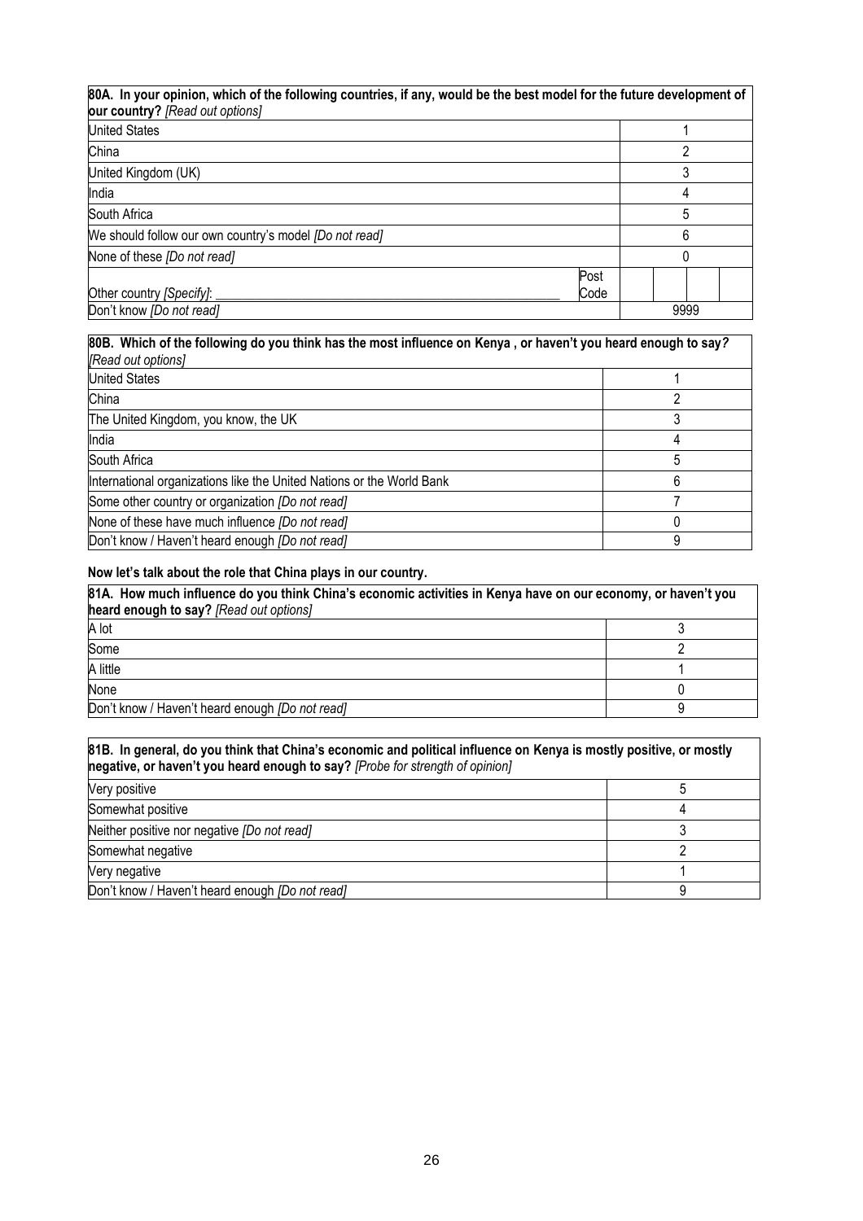| **80A. In your opinion, which of the following countries, if any, would be the best model for the future development of our country?** *[Read out options]* | |
|---|---|
| United States | 1 |
| China | 2 |
| United Kingdom (UK) | 3 |
| India | 4 |
| South Africa | 5 |
| We should follow our own country's model *[Do not read]* | 6 |
| None of these *[Do not read]* | 0 |
| Other country *[Specify]*: ________________ Post Code | |
| Don't know *[Do not read]* | 9999 |

| **80B. Which of the following do you think has the most influence on Kenya , or haven't you heard enough to say?** *[Read out options]* | |
|---|---|
| United States | 1 |
| China | 2 |
| The United Kingdom, you know, the UK | 3 |
| India | 4 |
| South Africa | 5 |
| International organizations like the United Nations or the World Bank | 6 |
| Some other country or organization *[Do not read]* | 7 |
| None of these have much influence *[Do not read]* | 0 |
| Don't know / Haven't heard enough *[Do not read]* | 9 |

**Now let's talk about the role that China plays in our country.**

| **81A. How much influence do you think China's economic activities in Kenya have on our economy, or haven't you heard enough to say?** *[Read out options]* | |
|---|---|
| A lot | 3 |
| Some | 2 |
| A little | 1 |
| None | 0 |
| Don't know / Haven't heard enough *[Do not read]* | 9 |

| **81B. In general, do you think that China's economic and political influence on Kenya is mostly positive, or mostly negative, or haven't you heard enough to say?** *[Probe for strength of opinion]* | |
|---|---|
| Very positive | 5 |
| Somewhat positive | 4 |
| Neither positive nor negative *[Do not read]* | 3 |
| Somewhat negative | 2 |
| Very negative | 1 |
| Don't know / Haven't heard enough *[Do not read]* | 9 |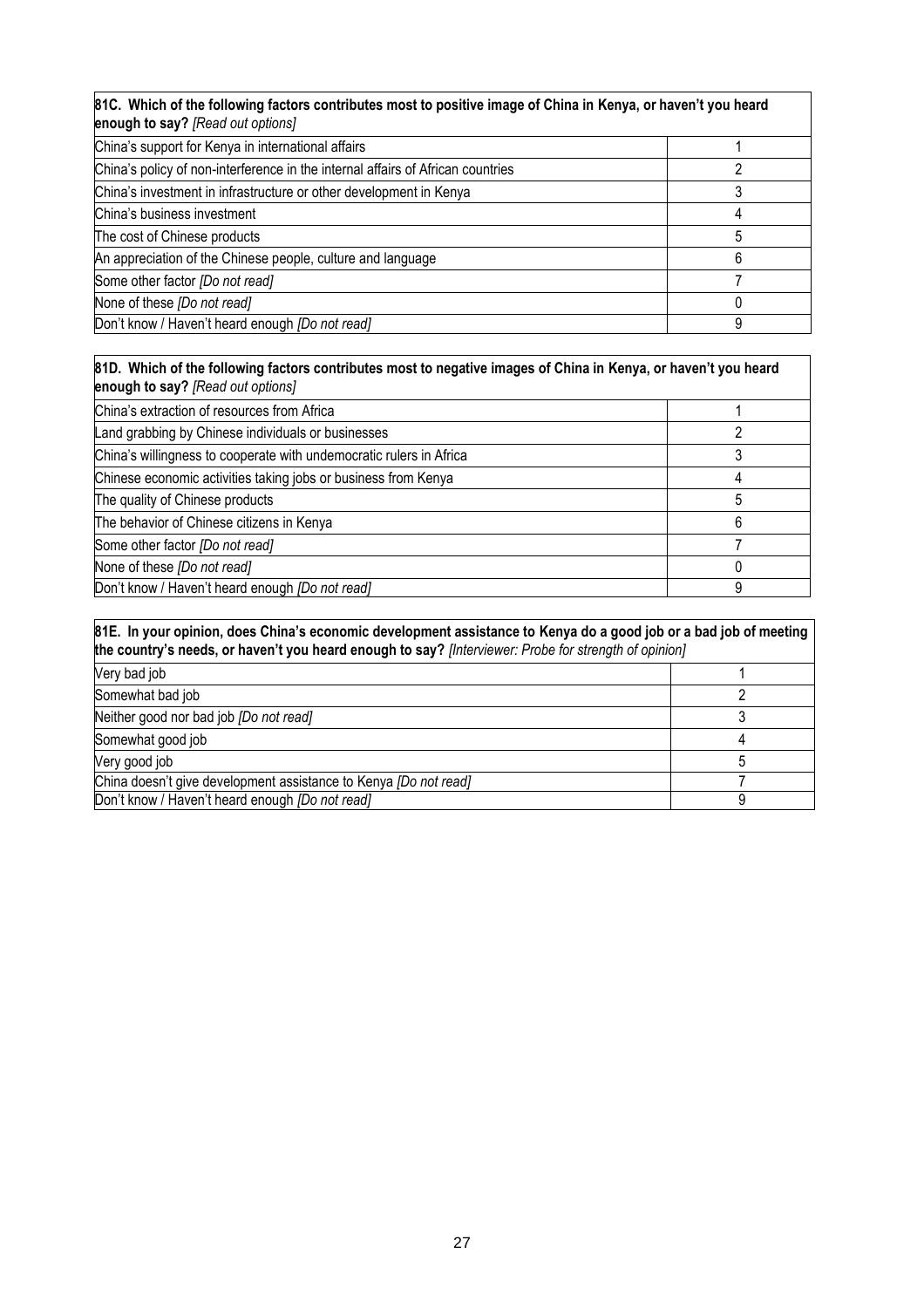| **81C. Which of the following factors contributes most to positive image of China in Kenya, or haven't you heard enough to say?** *[Read out options]* | |
|---|---|
| China's support for Kenya in international affairs | 1 |
| China's policy of non-interference in the internal affairs of African countries | 2 |
| China's investment in infrastructure or other development in Kenya | 3 |
| China's business investment | 4 |
| The cost of Chinese products | 5 |
| An appreciation of the Chinese people, culture and language | 6 |
| Some other factor *[Do not read]* | 7 |
| None of these *[Do not read]* | 0 |
| Don't know / Haven't heard enough *[Do not read]* | 9 |

| **81D. Which of the following factors contributes most to negative images of China in Kenya, or haven't you heard enough to say?** *[Read out options]* | |
|---|---|
| China's extraction of resources from Africa | 1 |
| Land grabbing by Chinese individuals or businesses | 2 |
| China's willingness to cooperate with undemocratic rulers in Africa | 3 |
| Chinese economic activities taking jobs or business from Kenya | 4 |
| The quality of Chinese products | 5 |
| The behavior of Chinese citizens in Kenya | 6 |
| Some other factor *[Do not read]* | 7 |
| None of these *[Do not read]* | 0 |
| Don't know / Haven't heard enough *[Do not read]* | 9 |

| **81E. In your opinion, does China's economic development assistance to Kenya do a good job or a bad job of meeting the country's needs, or haven't you heard enough to say?** *[Interviewer: Probe for strength of opinion]* | |
|---|---|
| Very bad job | 1 |
| Somewhat bad job | 2 |
| Neither good nor bad job *[Do not read]* | 3 |
| Somewhat good job | 4 |
| Very good job | 5 |
| China doesn't give development assistance to Kenya *[Do not read]* | 7 |
| Don't know / Haven't heard enough *[Do not read]* | 9 |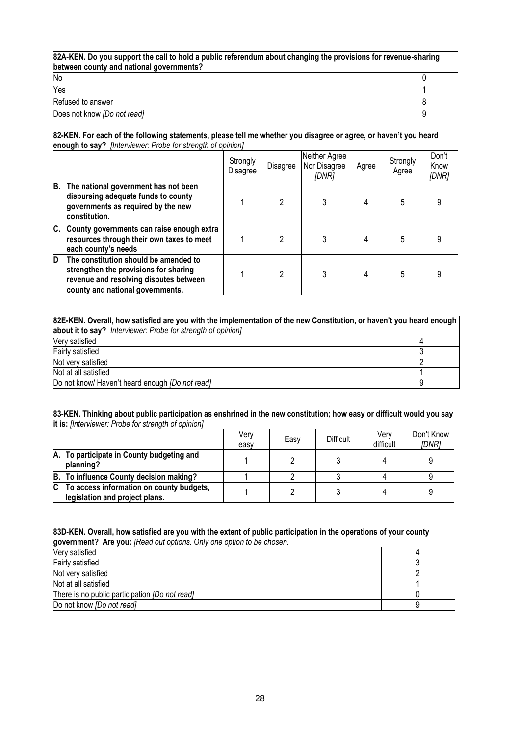| 82A-KEN. Do you support the call to hold a public referendum about changing the provisions for revenue-sharing between county and national governments? | |
|---|---|
| No | 0 |
| Yes | 1 |
| Refused to answer | 8 |
| Does not know *[Do not read]* | 9 |

**82-KEN. For each of the following statements, please tell me whether you disagree or agree, or haven't you heard enough to say?** *[Interviewer: Probe for strength of opinion]*

| | Strongly Disagree | Disagree | Neither Agree Nor Disagree *[DNR]* | Agree | Strongly Agree | Don't Know *[DNR]* |
|---|---|---|---|---|---|---|
| **B. The national government has not been disbursing adequate funds to county governments as required by the new constitution.** | 1 | 2 | 3 | 4 | 5 | 9 |
| **C. County governments can raise enough extra resources through their own taxes to meet each county's needs** | 1 | 2 | 3 | 4 | 5 | 9 |
| **D The constitution should be amended to strengthen the provisions for sharing revenue and resolving disputes between county and national governments.** | 1 | 2 | 3 | 4 | 5 | 9 |

| 82E-KEN. Overall, how satisfied are you with the implementation of the new Constitution, or haven't you heard enough about it to say? *Interviewer: Probe for strength of opinion]* | |
|---|---|
| Very satisfied | 4 |
| Fairly satisfied | 3 |
| Not very satisfied | 2 |
| Not at all satisfied | 1 |
| Do not know/ Haven't heard enough *[Do not read]* | 9 |

**83-KEN. Thinking about public participation as enshrined in the new constitution; how easy or difficult would you say it is:** *[Interviewer: Probe for strength of opinion]*

| | Very easy | Easy | Difficult | Very difficult | Don't Know *[DNR]* |
|---|---|---|---|---|---|
| **A. To participate in County budgeting and planning?** | 1 | 2 | 3 | 4 | 9 |
| **B. To influence County decision making?** | 1 | 2 | 3 | 4 | 9 |
| **C To access information on county budgets, legislation and project plans.** | 1 | 2 | 3 | 4 | 9 |

| 83D-KEN. Overall, how satisfied are you with the extent of public participation in the operations of your county government? Are you: *[Read out options. Only one option to be chosen.* | |
|---|---|
| Very satisfied | 4 |
| Fairly satisfied | 3 |
| Not very satisfied | 2 |
| Not at all satisfied | 1 |
| There is no public participation *[Do not read]* | 0 |
| Do not know *[Do not read]* | 9 |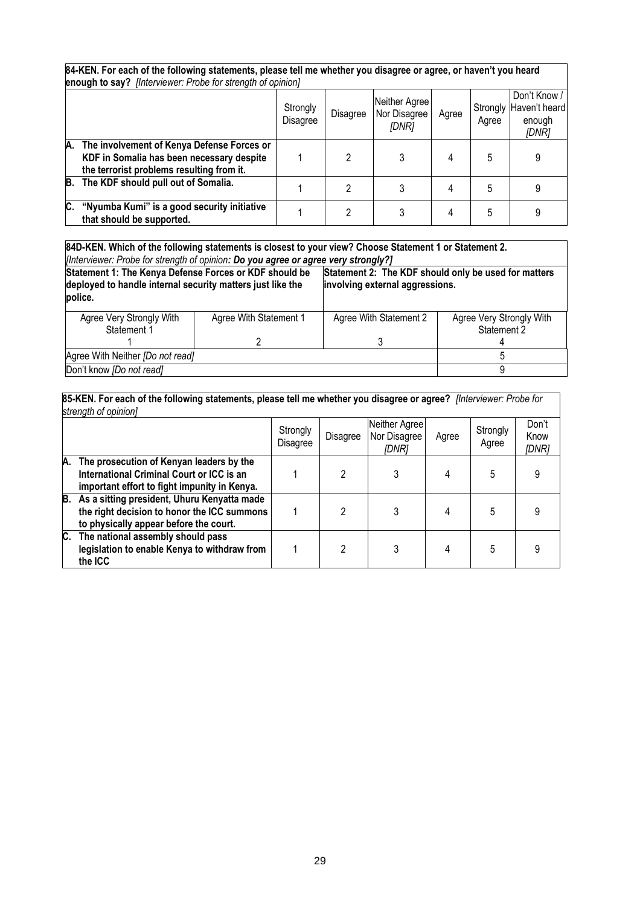**84-KEN. For each of the following statements, please tell me whether you disagree or agree, or haven't you heard enough to say?** *[Interviewer: Probe for strength of opinion]*

| | Strongly Disagree | Disagree | Neither Agree Nor Disagree *[DNR]* | Agree | Strongly Agree | Don't Know / Haven't heard enough *[DNR]* |
|---|---|---|---|---|---|---|
| **A. The involvement of Kenya Defense Forces or KDF in Somalia has been necessary despite the terrorist problems resulting from it.** | 1 | 2 | 3 | 4 | 5 | 9 |
| **B. The KDF should pull out of Somalia.** | 1 | 2 | 3 | 4 | 5 | 9 |
| **C. "Nyumba Kumi" is a good security initiative that should be supported.** | 1 | 2 | 3 | 4 | 5 | 9 |

**84D-KEN. Which of the following statements is closest to your view? Choose Statement 1 or Statement 2.**
*[Interviewer: Probe for strength of opinion: **Do you agree or agree very strongly?]***

| **Statement 1: The Kenya Defense Forces or KDF should be deployed to handle internal security matters just like the police.** | | **Statement 2: The KDF should only be used for matters involving external aggressions.** | |
|---|---|---|---|
| Agree Very Strongly With Statement 1<br>1 | Agree With Statement 1<br>2 | Agree With Statement 2<br>3 | Agree Very Strongly With Statement 2<br>4 |
| Agree With Neither *[Do not read]* | | | 5 |
| Don't know *[Do not read]* | | | 9 |

**85-KEN. For each of the following statements, please tell me whether you disagree or agree?** *[Interviewer: Probe for strength of opinion]*

| | Strongly Disagree | Disagree | Neither Agree Nor Disagree *[DNR]* | Agree | Strongly Agree | Don't Know *[DNR]* |
|---|---|---|---|---|---|---|
| **A. The prosecution of Kenyan leaders by the International Criminal Court or ICC is an important effort to fight impunity in Kenya.** | 1 | 2 | 3 | 4 | 5 | 9 |
| **B. As a sitting president, Uhuru Kenyatta made the right decision to honor the ICC summons to physically appear before the court.** | 1 | 2 | 3 | 4 | 5 | 9 |
| **C. The national assembly should pass legislation to enable Kenya to withdraw from the ICC** | 1 | 2 | 3 | 4 | 5 | 9 |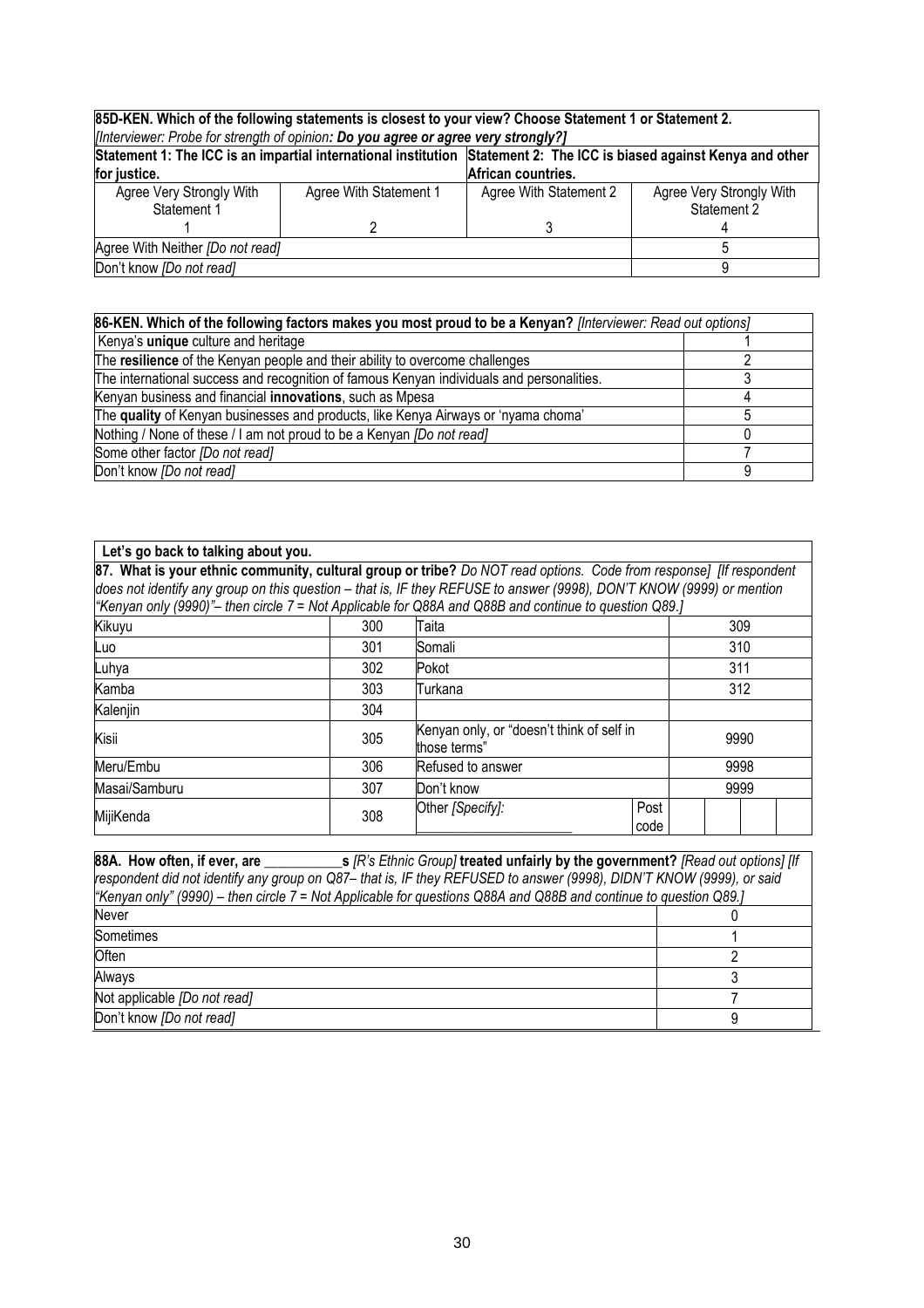| **85D-KEN. Which of the following statements is closest to your view? Choose Statement 1 or Statement 2.** *[Interviewer: Probe for strength of opinion: **Do you agree or agree very strongly?]*** | | | |
|---|---|---|---|
| **Statement 1: The ICC is an impartial international institution for justice.** | | **Statement 2: The ICC is biased against Kenya and other African countries.** | |
| Agree Very Strongly With Statement 1 | Agree With Statement 1 | Agree With Statement 2 | Agree Very Strongly With Statement 2 |
| 1 | 2 | 3 | 4 |
| Agree With Neither *[Do not read]* | | | 5 |
| Don't know *[Do not read]* | | | 9 |

| **86-KEN. Which of the following factors makes you most proud to be a Kenyan?** *[Interviewer: Read out options]* | |
|---|---|
| Kenya's **unique** culture and heritage | 1 |
| The **resilience** of the Kenyan people and their ability to overcome challenges | 2 |
| The international success and recognition of famous Kenyan individuals and personalities. | 3 |
| Kenyan business and financial **innovations**, such as Mpesa | 4 |
| The **quality** of Kenyan businesses and products, like Kenya Airways or 'nyama choma' | 5 |
| Nothing / None of these / I am not proud to be a Kenyan *[Do not read]* | 0 |
| Some other factor *[Do not read]* | 7 |
| Don't know *[Do not read]* | 9 |

**Let's go back to talking about you.**

**87. What is your ethnic community, cultural group or tribe?** *Do NOT read options. Code from response] [If respondent does not identify any group on this question – that is, IF they REFUSE to answer (9998), DON'T KNOW (9999) or mention "Kenyan only (9990)"– then circle 7 = Not Applicable for Q88A and Q88B and continue to question Q89.]*

| | | | |
|---|---|---|---|
| Kikuyu | 300 | Taita | 309 |
| Luo | 301 | Somali | 310 |
| Luhya | 302 | Pokot | 311 |
| Kamba | 303 | Turkana | 312 |
| Kalenjin | 304 | | |
| Kisii | 305 | Kenyan only, or "doesn't think of self in those terms" | 9990 |
| Meru/Embu | 306 | Refused to answer | 9998 |
| Masai/Samburu | 307 | Don't know | 9999 |
| MijiKenda | 308 | Other *[Specify]:* ______________ Post code | |

| **88A. How often, if ever, are ___________s** *[R's Ethnic Group]* **treated unfairly by the government?** *[Read out options] [If respondent did not identify any group on Q87– that is, IF they REFUSED to answer (9998), DIDN'T KNOW (9999), or said "Kenyan only" (9990) – then circle 7 = Not Applicable for questions Q88A and Q88B and continue to question Q89.]* | |
|---|---|
| Never | 0 |
| Sometimes | 1 |
| Often | 2 |
| Always | 3 |
| Not applicable *[Do not read]* | 7 |
| Don't know *[Do not read]* | 9 |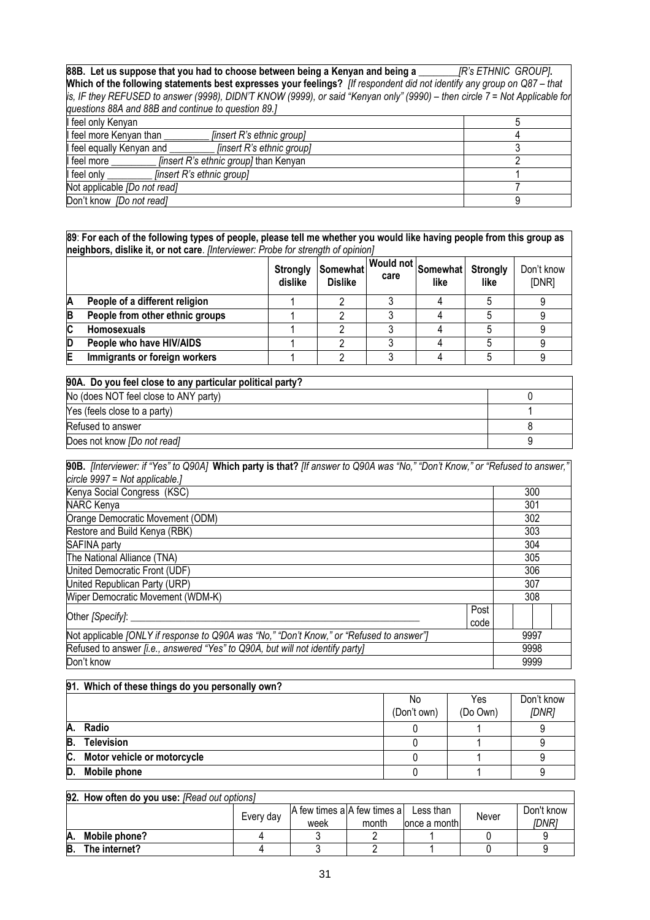| **88B. Let us suppose that you had to choose between being a Kenyan and being a ________ *[R's ETHNIC GROUP]*. Which of the following statements best expresses your feelings?** *[If respondent did not identify any group on Q87 – that is, IF they REFUSED to answer (9998), DIDN'T KNOW (9999), or said "Kenyan only" (9990) – then circle 7 = Not Applicable for questions 88A and 88B and continue to question 89.]* | |
|---|---|
| I feel only Kenyan | 5 |
| I feel more Kenyan than _________ *[insert R's ethnic group]* | 4 |
| I feel equally Kenyan and _________ *[insert R's ethnic group]* | 3 |
| I feel more _________ *[insert R's ethnic group]* than Kenyan | 2 |
| I feel only _________ *[insert R's ethnic group]* | 1 |
| Not applicable *[Do not read]* | 7 |
| Don't know *[Do not read]* | 9 |

**89**: **For each of the following types of people, please tell me whether you would like having people from this group as neighbors, dislike it, or not care**. *[Interviewer: Probe for strength of opinion]*

| | | Strongly dislike | Somewhat Dislike | Would not care | Somewhat like | Strongly like | Don't know [DNR] |
|---|---|---|---|---|---|---|---|
| A | **People of a different religion** | 1 | 2 | 3 | 4 | 5 | 9 |
| B | **People from other ethnic groups** | 1 | 2 | 3 | 4 | 5 | 9 |
| C | **Homosexuals** | 1 | 2 | 3 | 4 | 5 | 9 |
| D | **People who have HIV/AIDS** | 1 | 2 | 3 | 4 | 5 | 9 |
| E | **Immigrants or foreign workers** | 1 | 2 | 3 | 4 | 5 | 9 |

| **90A. Do you feel close to any particular political party?** | |
|---|---|
| No (does NOT feel close to ANY party) | 0 |
| Yes (feels close to a party) | 1 |
| Refused to answer | 8 |
| Does not know *[Do not read]* | 9 |

| **90B.** *[Interviewer: if "Yes" to Q90A]* **Which party is that?** *[If answer to Q90A was "No," "Don't Know," or "Refused to answer," circle 9997 = Not applicable.]* | | |
|---|---|---|
| Kenya Social Congress (KSC) | | 300 |
| NARC Kenya | | 301 |
| Orange Democratic Movement (ODM) | | 302 |
| Restore and Build Kenya (RBK) | | 303 |
| SAFINA party | | 304 |
| The National Alliance (TNA) | | 305 |
| United Democratic Front (UDF) | | 306 |
| United Republican Party (URP) | | 307 |
| Wiper Democratic Movement (WDM-K) | | 308 |
| Other *[Specify]*: ___________________________ | Post code | |
| Not applicable *[ONLY if response to Q90A was "No," "Don't Know," or "Refused to answer"]* | | 9997 |
| Refused to answer *[i.e., answered "Yes" to Q90A, but will not identify party]* | | 9998 |
| Don't know | | 9999 |

**91. Which of these things do you personally own?**

| | | No (Don't own) | Yes (Do Own) | Don't know *[DNR]* |
|---|---|---|---|---|
| A. | **Radio** | 0 | 1 | 9 |
| B. | **Television** | 0 | 1 | 9 |
| C. | **Motor vehicle or motorcycle** | 0 | 1 | 9 |
| D. | **Mobile phone** | 0 | 1 | 9 |

**92. How often do you use:** *[Read out options]*

| | | Every day | A few times a week | A few times a month | Less than once a month | Never | Don't know *[DNR]* |
|---|---|---|---|---|---|---|---|
| A. | **Mobile phone?** | 4 | 3 | 2 | 1 | 0 | 9 |
| B. | **The internet?** | 4 | 3 | 2 | 1 | 0 | 9 |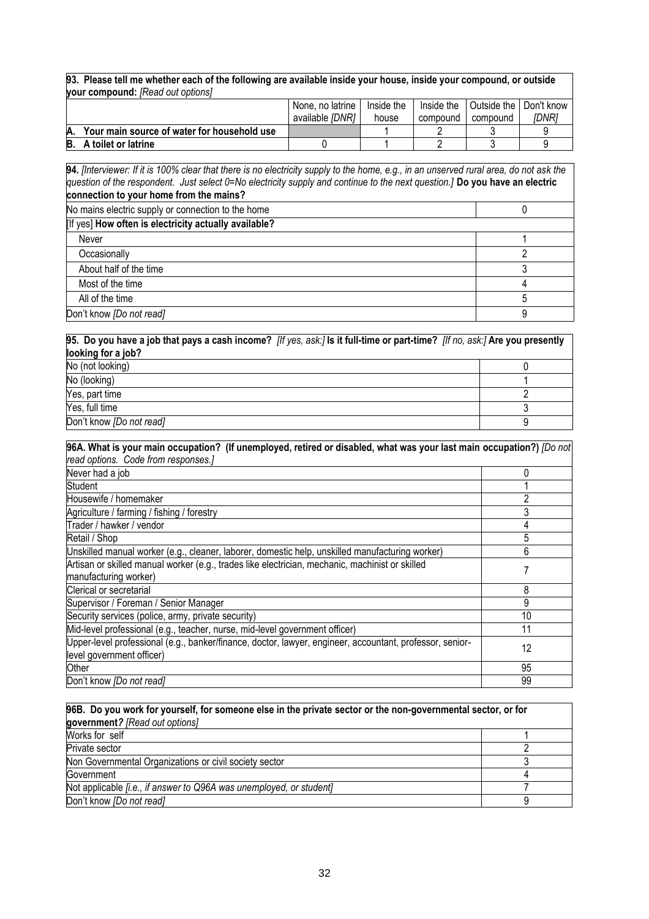**93. Please tell me whether each of the following are available inside your house, inside your compound, or outside your compound:** *[Read out options]*

| | None, no latrine available *[DNR]* | Inside the house | Inside the compound | Outside the compound | Don't know *[DNR]* |
|---|---|---|---|---|---|
| **A. Your main source of water for household use** | | 1 | 2 | 3 | 9 |
| **B. A toilet or latrine** | 0 | 1 | 2 | 3 | 9 |

**94.** *[Interviewer: If it is 100% clear that there is no electricity supply to the home, e.g., in an unserved rural area, do not ask the question of the respondent. Just select 0=No electricity supply and continue to the next question.]* **Do you have an electric connection to your home from the mains?**

| | |
|---|---|
| No mains electric supply or connection to the home | 0 |
| [If yes] **How often is electricity actually available?** | |
| Never | 1 |
| Occasionally | 2 |
| About half of the time | 3 |
| Most of the time | 4 |
| All of the time | 5 |
| Don't know *[Do not read]* | 9 |

**95. Do you have a job that pays a cash income?** *[If yes, ask:]* **Is it full-time or part-time?** *[If no, ask:]* **Are you presently looking for a job?**

| | |
|---|---|
| No (not looking) | 0 |
| No (looking) | 1 |
| Yes, part time | 2 |
| Yes, full time | 3 |
| Don't know *[Do not read]* | 9 |

**96A. What is your main occupation? (If unemployed, retired or disabled, what was your last main occupation?)** *[Do not read options. Code from responses.]*

| | |
|---|---|
| Never had a job | 0 |
| Student | 1 |
| Housewife / homemaker | 2 |
| Agriculture / farming / fishing / forestry | 3 |
| Trader / hawker / vendor | 4 |
| Retail / Shop | 5 |
| Unskilled manual worker (e.g., cleaner, laborer, domestic help, unskilled manufacturing worker) | 6 |
| Artisan or skilled manual worker (e.g., trades like electrician, mechanic, machinist or skilled manufacturing worker) | 7 |
| Clerical or secretarial | 8 |
| Supervisor / Foreman / Senior Manager | 9 |
| Security services (police, army, private security) | 10 |
| Mid-level professional (e.g., teacher, nurse, mid-level government officer) | 11 |
| Upper-level professional (e.g., banker/finance, doctor, lawyer, engineer, accountant, professor, senior-level government officer) | 12 |
| Other | 95 |
| Don't know *[Do not read]* | 99 |

**96B. Do you work for yourself, for someone else in the private sector or the non-governmental sector, or for government?** *[Read out options]*

| | |
|---|---|
| Works for self | 1 |
| Private sector | 2 |
| Non Governmental Organizations or civil society sector | 3 |
| Government | 4 |
| Not applicable *[i.e., if answer to Q96A was unemployed, or student]* | 7 |
| Don't know *[Do not read]* | 9 |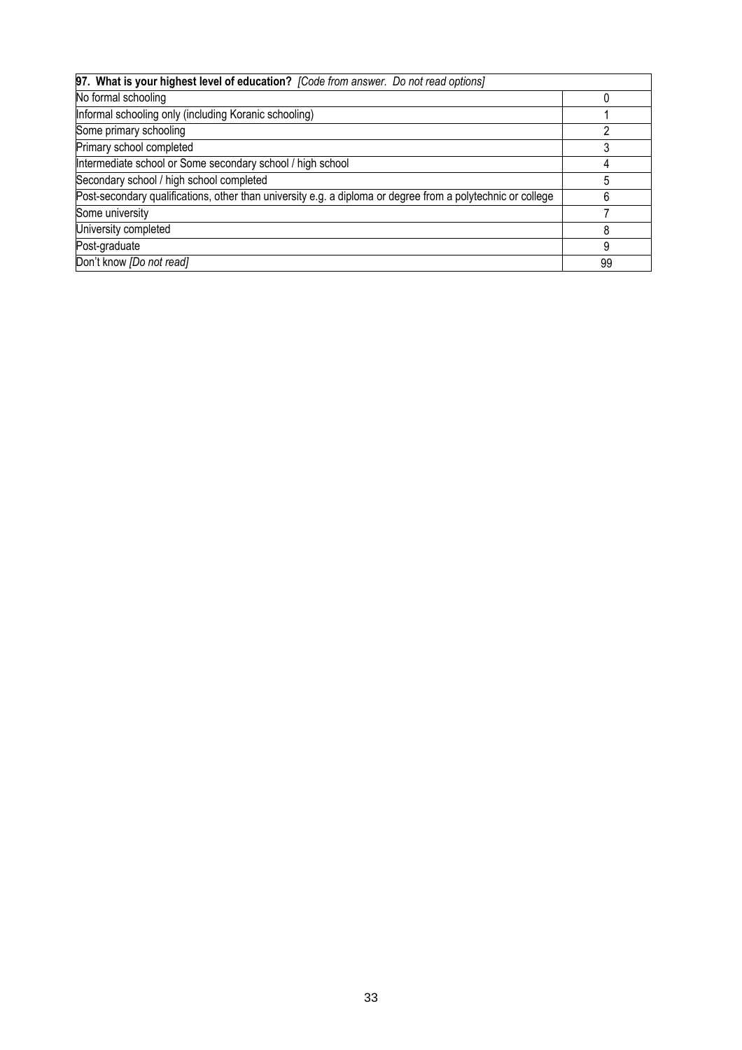| **97. What is your highest level of education?** *[Code from answer. Do not read options]* | |
|---|---|
| No formal schooling | 0 |
| Informal schooling only (including Koranic schooling) | 1 |
| Some primary schooling | 2 |
| Primary school completed | 3 |
| Intermediate school or Some secondary school / high school | 4 |
| Secondary school / high school completed | 5 |
| Post-secondary qualifications, other than university e.g. a diploma or degree from a polytechnic or college | 6 |
| Some university | 7 |
| University completed | 8 |
| Post-graduate | 9 |
| Don't know *[Do not read]* | 99 |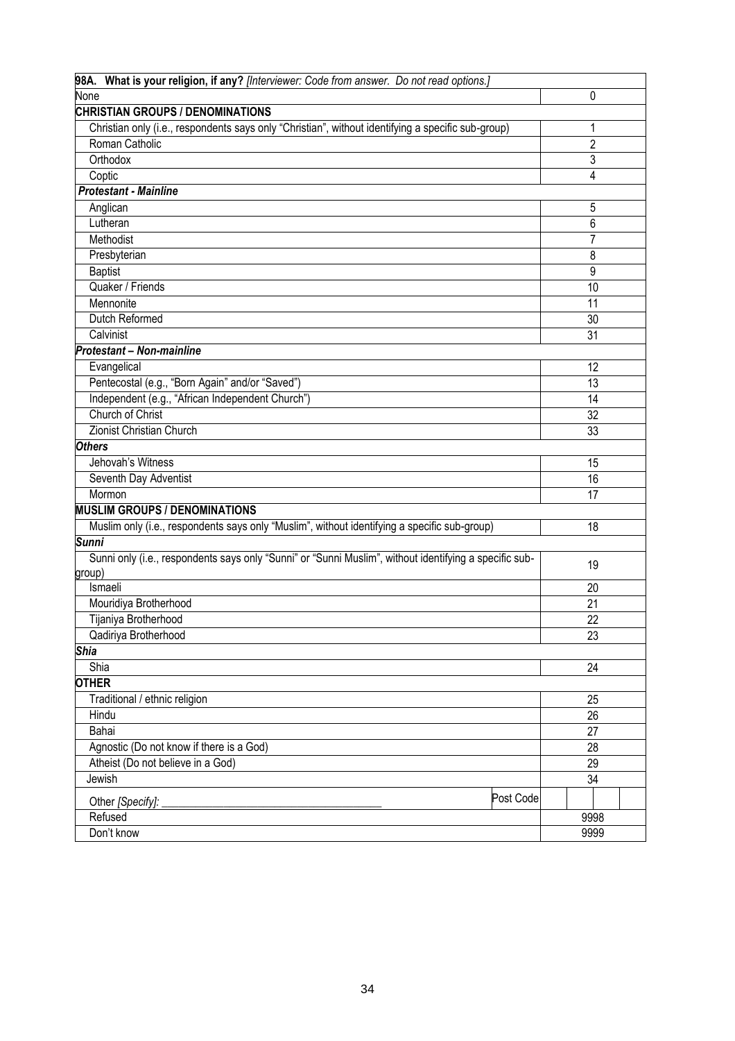| **98A. What is your religion, if any?** *[Interviewer: Code from answer. Do not read options.]* | |
|---|---|
| None | 0 |
| **CHRISTIAN GROUPS / DENOMINATIONS** | |
| Christian only (i.e., respondents says only "Christian", without identifying a specific sub-group) | 1 |
| Roman Catholic | 2 |
| Orthodox | 3 |
| Coptic | 4 |
| ***Protestant - Mainline*** | |
| Anglican | 5 |
| Lutheran | 6 |
| Methodist | 7 |
| Presbyterian | 8 |
| Baptist | 9 |
| Quaker / Friends | 10 |
| Mennonite | 11 |
| Dutch Reformed | 30 |
| Calvinist | 31 |
| ***Protestant – Non-mainline*** | |
| Evangelical | 12 |
| Pentecostal (e.g., "Born Again" and/or "Saved") | 13 |
| Independent (e.g., "African Independent Church") | 14 |
| Church of Christ | 32 |
| Zionist Christian Church | 33 |
| ***Others*** | |
| Jehovah's Witness | 15 |
| Seventh Day Adventist | 16 |
| Mormon | 17 |
| **MUSLIM GROUPS / DENOMINATIONS** | |
| Muslim only (i.e., respondents says only "Muslim", without identifying a specific sub-group) | 18 |
| ***Sunni*** | |
| Sunni only (i.e., respondents says only "Sunni" or "Sunni Muslim", without identifying a specific sub-group) | 19 |
| Ismaeli | 20 |
| Mouridiya Brotherhood | 21 |
| Tijaniya Brotherhood | 22 |
| Qadiriya Brotherhood | 23 |
| ***Shia*** | |
| Shia | 24 |
| **OTHER** | |
| Traditional / ethnic religion | 25 |
| Hindu | 26 |
| Bahai | 27 |
| Agnostic (Do not know if there is a God) | 28 |
| Atheist (Do not believe in a God) | 29 |
| Jewish | 34 |
| Other *[Specify]:* ________________________ Post Code | |
| Refused | 9998 |
| Don't know | 9999 |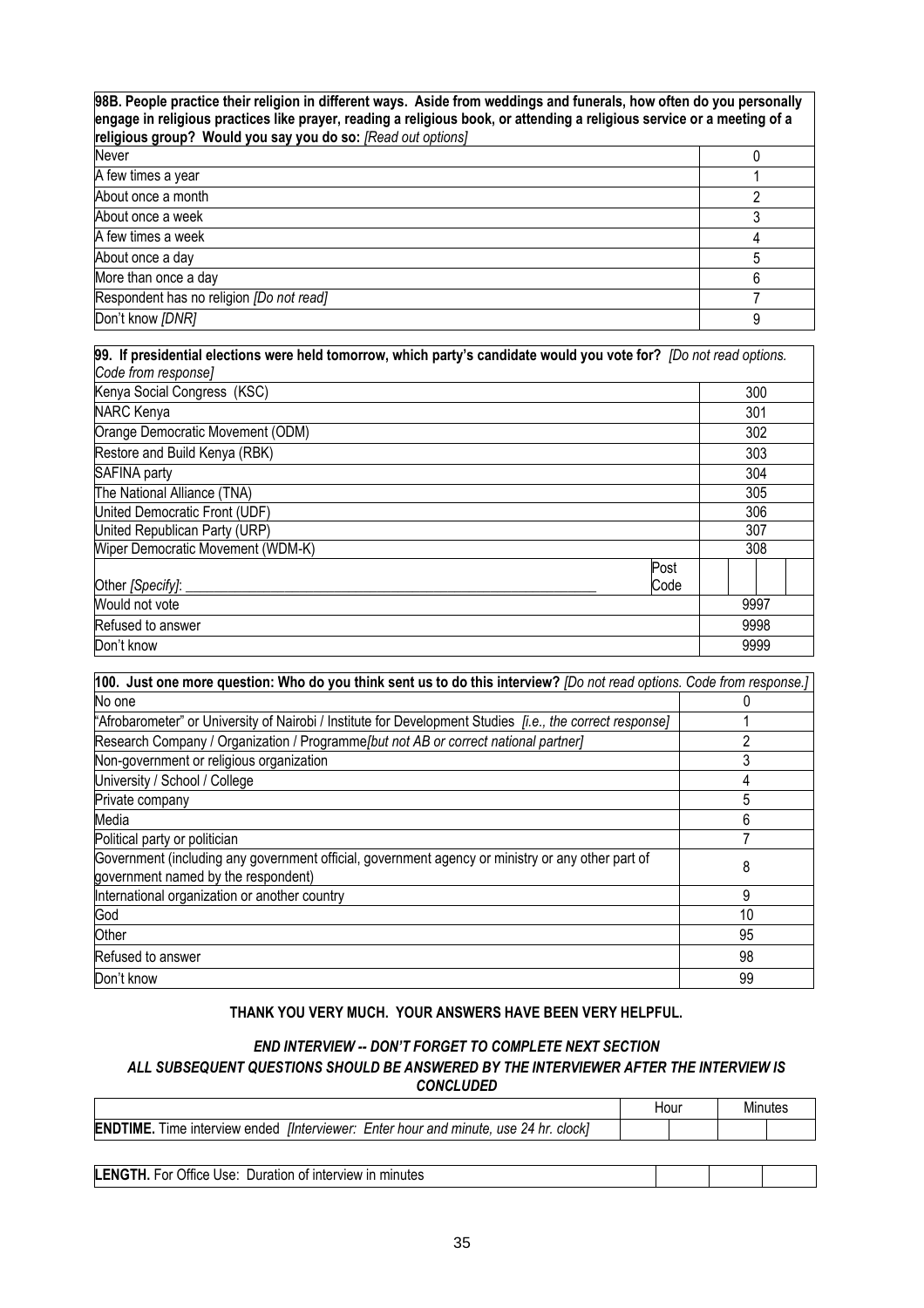| **98B. People practice their religion in different ways. Aside from weddings and funerals, how often do you personally engage in religious practices like prayer, reading a religious book, or attending a religious service or a meeting of a religious group? Would you say you do so:** *[Read out options]* | |
|---|---|
| Never | 0 |
| A few times a year | 1 |
| About once a month | 2 |
| About once a week | 3 |
| A few times a week | 4 |
| About once a day | 5 |
| More than once a day | 6 |
| Respondent has no religion *[Do not read]* | 7 |
| Don't know *[DNR]* | 9 |

| **99. If presidential elections were held tomorrow, which party's candidate would you vote for?** *[Do not read options. Code from response]* | | |
|---|---|---|
| Kenya Social Congress (KSC) | | 300 |
| NARC Kenya | | 301 |
| Orange Democratic Movement (ODM) | | 302 |
| Restore and Build Kenya (RBK) | | 303 |
| SAFINA party | | 304 |
| The National Alliance (TNA) | | 305 |
| United Democratic Front (UDF) | | 306 |
| United Republican Party (URP) | | 307 |
| Wiper Democratic Movement (WDM-K) | | 308 |
| Other *[Specify]*: ___________ | Post Code | |
| Would not vote | | 9997 |
| Refused to answer | | 9998 |
| Don't know | | 9999 |

| **100. Just one more question: Who do you think sent us to do this interview?** *[Do not read options. Code from response.]* | |
|---|---|
| No one | 0 |
| "Afrobarometer" or University of Nairobi / Institute for Development Studies *[i.e., the correct response]* | 1 |
| Research Company / Organization / Programme *[but not AB or correct national partner]* | 2 |
| Non-government or religious organization | 3 |
| University / School / College | 4 |
| Private company | 5 |
| Media | 6 |
| Political party or politician | 7 |
| Government (including any government official, government agency or ministry or any other part of government named by the respondent) | 8 |
| International organization or another country | 9 |
| God | 10 |
| Other | 95 |
| Refused to answer | 98 |
| Don't know | 99 |

**THANK YOU VERY MUCH. YOUR ANSWERS HAVE BEEN VERY HELPFUL.**

***END INTERVIEW -- DON'T FORGET TO COMPLETE NEXT SECTION***

***ALL SUBSEQUENT QUESTIONS SHOULD BE ANSWERED BY THE INTERVIEWER AFTER THE INTERVIEW IS CONCLUDED***

| | Hour | | Minutes | |
|---|---|---|---|---|
| **ENDTIME.** Time interview ended *[Interviewer: Enter hour and minute, use 24 hr. clock]* | | | | |

| **LENGTH.** For Office Use: Duration of interview in minutes | | | |
|---|---|---|---|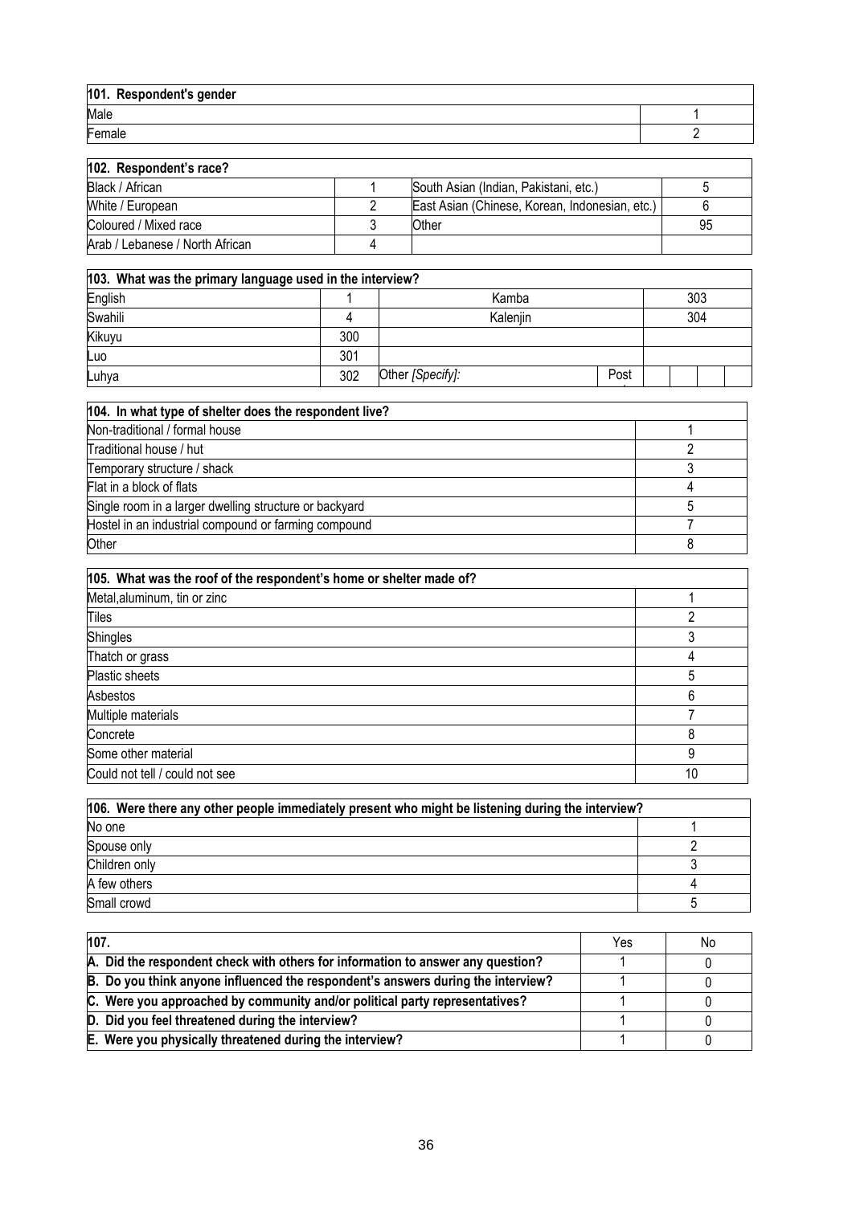| 101. Respondent's gender | |
|---|---|
| Male | 1 |
| Female | 2 |

| 102. Respondent's race? | | | |
|---|---|---|---|
| Black / African | 1 | South Asian (Indian, Pakistani, etc.) | 5 |
| White / European | 2 | East Asian (Chinese, Korean, Indonesian, etc.) | 6 |
| Coloured / Mixed race | 3 | Other | 95 |
| Arab / Lebanese / North African | 4 | | |

| 103. What was the primary language used in the interview? | | | | |
|---|---|---|---|---|
| English | 1 | Kamba | | 303 |
| Swahili | 4 | Kalenjin | | 304 |
| Kikuyu | 300 | | | |
| Luo | 301 | | | |
| Luhya | 302 | Other *[Specify]:* | Post | |

| 104. In what type of shelter does the respondent live? | |
|---|---|
| Non-traditional / formal house | 1 |
| Traditional house / hut | 2 |
| Temporary structure / shack | 3 |
| Flat in a block of flats | 4 |
| Single room in a larger dwelling structure or backyard | 5 |
| Hostel in an industrial compound or farming compound | 7 |
| Other | 8 |

| 105. What was the roof of the respondent's home or shelter made of? | |
|---|---|
| Metal,aluminum, tin or zinc | 1 |
| Tiles | 2 |
| Shingles | 3 |
| Thatch or grass | 4 |
| Plastic sheets | 5 |
| Asbestos | 6 |
| Multiple materials | 7 |
| Concrete | 8 |
| Some other material | 9 |
| Could not tell / could not see | 10 |

| 106. Were there any other people immediately present who might be listening during the interview? | |
|---|---|
| No one | 1 |
| Spouse only | 2 |
| Children only | 3 |
| A few others | 4 |
| Small crowd | 5 |

| 107. | Yes | No |
|---|---|---|
| **A. Did the respondent check with others for information to answer any question?** | 1 | 0 |
| **B. Do you think anyone influenced the respondent's answers during the interview?** | 1 | 0 |
| **C. Were you approached by community and/or political party representatives?** | 1 | 0 |
| **D. Did you feel threatened during the interview?** | 1 | 0 |
| **E. Were you physically threatened during the interview?** | 1 | 0 |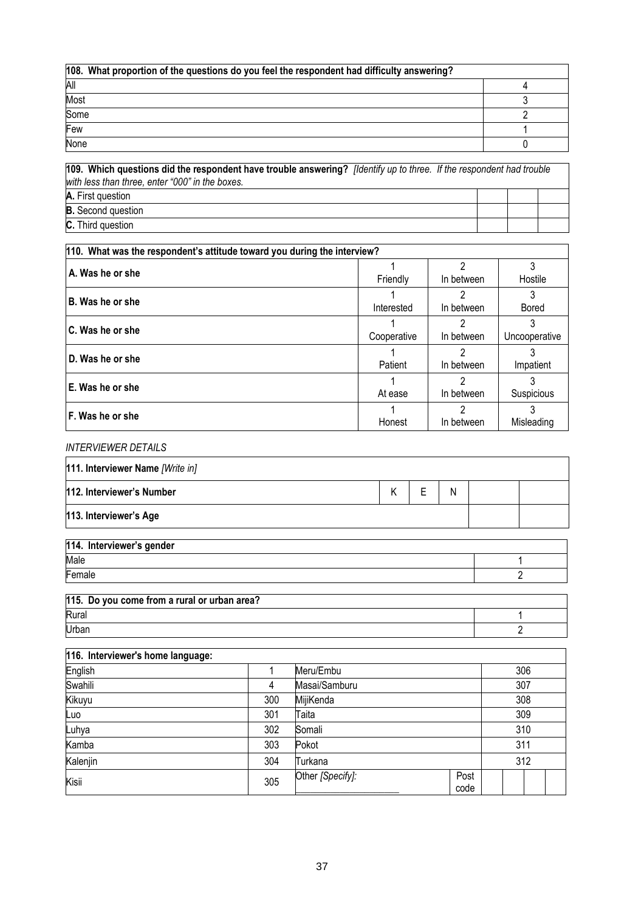| 108. What proportion of the questions do you feel the respondent had difficulty answering? | |
|---|---|
| All | 4 |
| Most | 3 |
| Some | 2 |
| Few | 1 |
| None | 0 |

| 109. Which questions did the respondent have trouble answering? *[Identify up to three. If the respondent had trouble with less than three, enter "000" in the boxes.* | | | |
|---|---|---|---|
| **A.** First question | | | |
| **B.** Second question | | | |
| **C.** Third question | | | |

| 110. What was the respondent's attitude toward you during the interview? | | | |
|---|---|---|---|
| **A. Was he or she** | 1 Friendly | 2 In between | 3 Hostile |
| **B. Was he or she** | 1 Interested | 2 In between | 3 Bored |
| **C. Was he or she** | 1 Cooperative | 2 In between | 3 Uncooperative |
| **D. Was he or she** | 1 Patient | 2 In between | 3 Impatient |
| **E. Was he or she** | 1 At ease | 2 In between | 3 Suspicious |
| **F. Was he or she** | 1 Honest | 2 In between | 3 Misleading |

*INTERVIEWER DETAILS*

| **111. Interviewer Name** *[Write in]* | | | | | |
|---|---|---|---|---|---|
| **112. Interviewer's Number** | K | E | N | | |
| **113. Interviewer's Age** | | | | | |

| 114. Interviewer's gender | |
|---|---|
| Male | 1 |
| Female | 2 |

| 115. Do you come from a rural or urban area? | |
|---|---|
| Rural | 1 |
| Urban | 2 |

| 116. Interviewer's home language: | | | | |
|---|---|---|---|---|
| English | 1 | Meru/Embu | | 306 |
| Swahili | 4 | Masai/Samburu | | 307 |
| Kikuyu | 300 | MijiKenda | | 308 |
| Luo | 301 | Taita | | 309 |
| Luhya | 302 | Somali | | 310 |
| Kamba | 303 | Pokot | | 311 |
| Kalenjin | 304 | Turkana | | 312 |
| Kisii | 305 | Other *[Specify]:* ____________________ | Post code | |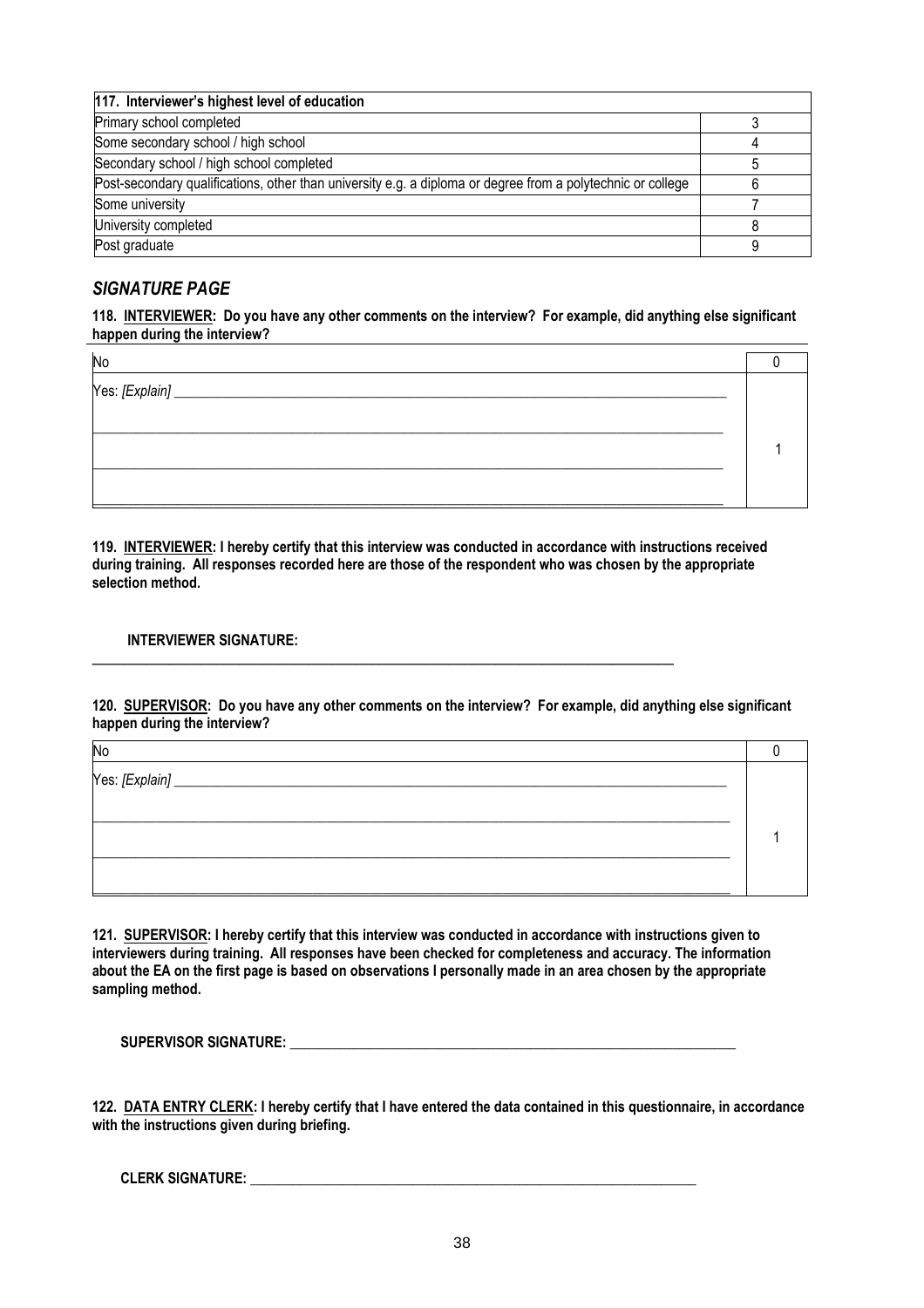| 117. Interviewer's highest level of education | |
|---|---|
| Primary school completed | 3 |
| Some secondary school / high school | 4 |
| Secondary school / high school completed | 5 |
| Post-secondary qualifications, other than university e.g. a diploma or degree from a polytechnic or college | 6 |
| Some university | 7 |
| University completed | 8 |
| Post graduate | 9 |

## *SIGNATURE PAGE*

**118. <u>INTERVIEWER</u>: Do you have any other comments on the interview? For example, did anything else significant happen during the interview?**

| | |
|---|---|
| No | 0 |
| Yes: *[Explain]* ______________________________ | 1 |

**119. <u>INTERVIEWER</u>: I hereby certify that this interview was conducted in accordance with instructions received during training. All responses recorded here are those of the respondent who was chosen by the appropriate selection method.**

**INTERVIEWER SIGNATURE:** ______________________________

**120. <u>SUPERVISOR</u>: Do you have any other comments on the interview? For example, did anything else significant happen during the interview?**

| | |
|---|---|
| No | 0 |
| Yes: *[Explain]* ______________________________ | 1 |

**121. <u>SUPERVISOR</u>: I hereby certify that this interview was conducted in accordance with instructions given to interviewers during training. All responses have been checked for completeness and accuracy. The information about the EA on the first page is based on observations I personally made in an area chosen by the appropriate sampling method.**

**SUPERVISOR SIGNATURE:** ______________________________

**122. <u>DATA ENTRY CLERK</u>: I hereby certify that I have entered the data contained in this questionnaire, in accordance with the instructions given during briefing.**

**CLERK SIGNATURE:** ______________________________